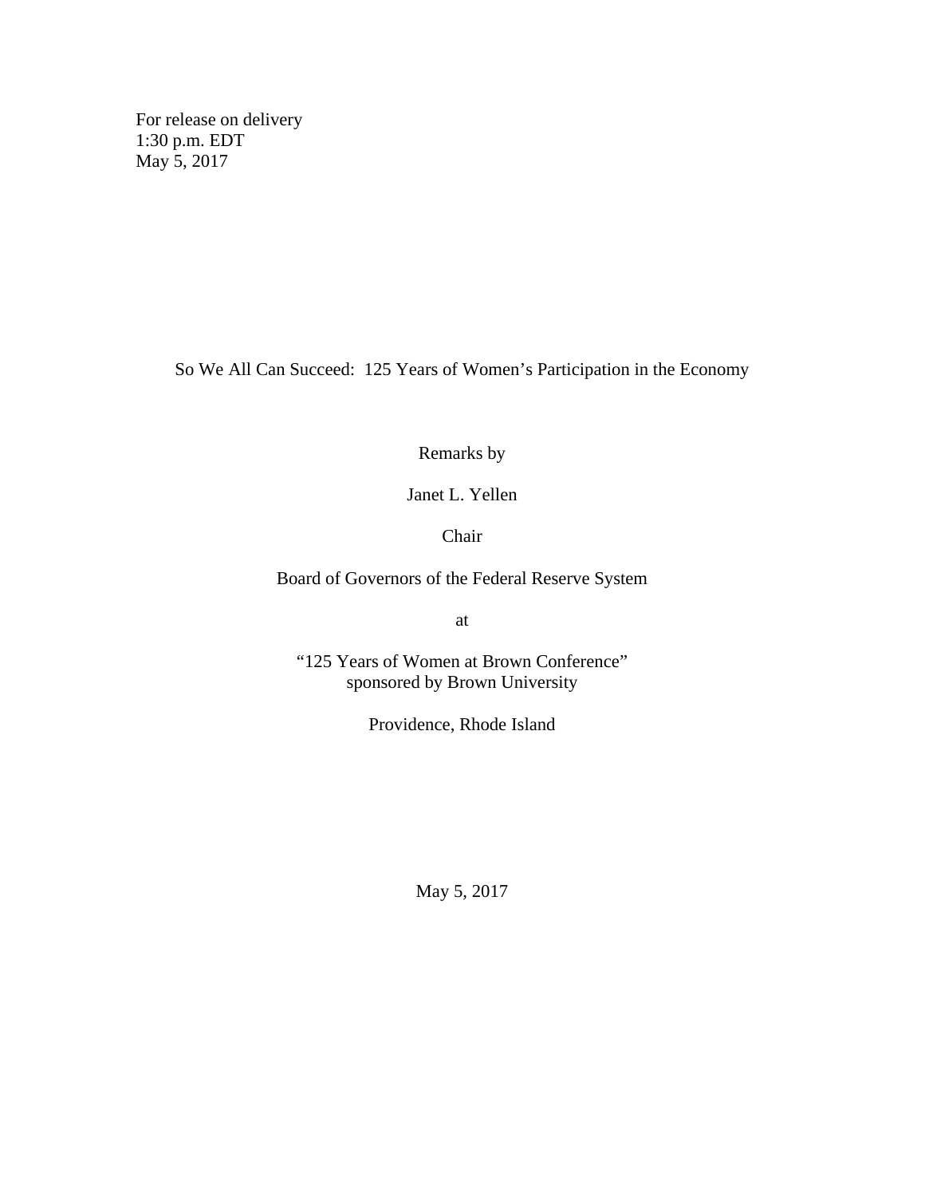For release on delivery
1:30 p.m. EDT
May 5, 2017

# So We All Can Succeed: 125 Years of Women's Participation in the Economy

Remarks by

Janet L. Yellen

Chair

Board of Governors of the Federal Reserve System

at

"125 Years of Women at Brown Conference"
sponsored by Brown University

Providence, Rhode Island

May 5, 2017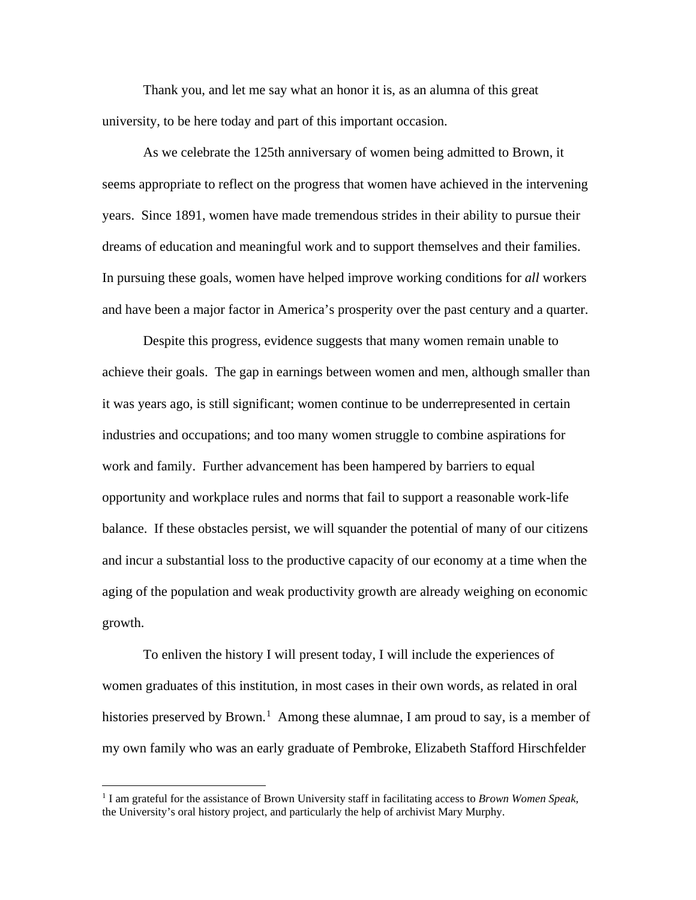Thank you, and let me say what an honor it is, as an alumna of this great university, to be here today and part of this important occasion.

As we celebrate the 125th anniversary of women being admitted to Brown, it seems appropriate to reflect on the progress that women have achieved in the intervening years. Since 1891, women have made tremendous strides in their ability to pursue their dreams of education and meaningful work and to support themselves and their families. In pursuing these goals, women have helped improve working conditions for *all* workers and have been a major factor in America's prosperity over the past century and a quarter.

Despite this progress, evidence suggests that many women remain unable to achieve their goals. The gap in earnings between women and men, although smaller than it was years ago, is still significant; women continue to be underrepresented in certain industries and occupations; and too many women struggle to combine aspirations for work and family. Further advancement has been hampered by barriers to equal opportunity and workplace rules and norms that fail to support a reasonable work-life balance. If these obstacles persist, we will squander the potential of many of our citizens and incur a substantial loss to the productive capacity of our economy at a time when the aging of the population and weak productivity growth are already weighing on economic growth.

To enliven the history I will present today, I will include the experiences of women graduates of this institution, in most cases in their own words, as related in oral histories preserved by Brown.[1] Among these alumnae, I am proud to say, is a member of my own family who was an early graduate of Pembroke, Elizabeth Stafford Hirschfelder

[1] I am grateful for the assistance of Brown University staff in facilitating access to *Brown Women Speak*, the University's oral history project, and particularly the help of archivist Mary Murphy.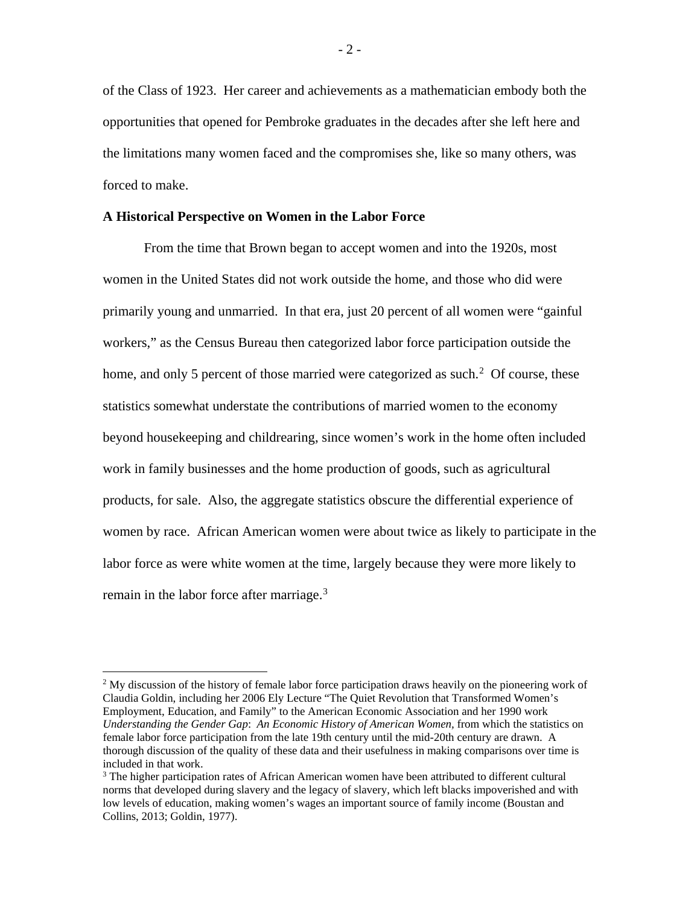of the Class of 1923. Her career and achievements as a mathematician embody both the opportunities that opened for Pembroke graduates in the decades after she left here and the limitations many women faced and the compromises she, like so many others, was forced to make.

**A Historical Perspective on Women in the Labor Force**

From the time that Brown began to accept women and into the 1920s, most women in the United States did not work outside the home, and those who did were primarily young and unmarried. In that era, just 20 percent of all women were "gainful workers," as the Census Bureau then categorized labor force participation outside the home, and only 5 percent of those married were categorized as such.[2] Of course, these statistics somewhat understate the contributions of married women to the economy beyond housekeeping and childrearing, since women's work in the home often included work in family businesses and the home production of goods, such as agricultural products, for sale. Also, the aggregate statistics obscure the differential experience of women by race. African American women were about twice as likely to participate in the labor force as were white women at the time, largely because they were more likely to remain in the labor force after marriage.[3]

---

[2] My discussion of the history of female labor force participation draws heavily on the pioneering work of Claudia Goldin, including her 2006 Ely Lecture "The Quiet Revolution that Transformed Women's Employment, Education, and Family" to the American Economic Association and her 1990 work *Understanding the Gender Gap*: *An Economic History of American Women*, from which the statistics on female labor force participation from the late 19th century until the mid-20th century are drawn. A thorough discussion of the quality of these data and their usefulness in making comparisons over time is included in that work.

[3] The higher participation rates of African American women have been attributed to different cultural norms that developed during slavery and the legacy of slavery, which left blacks impoverished and with low levels of education, making women's wages an important source of family income (Boustan and Collins, 2013; Goldin, 1977).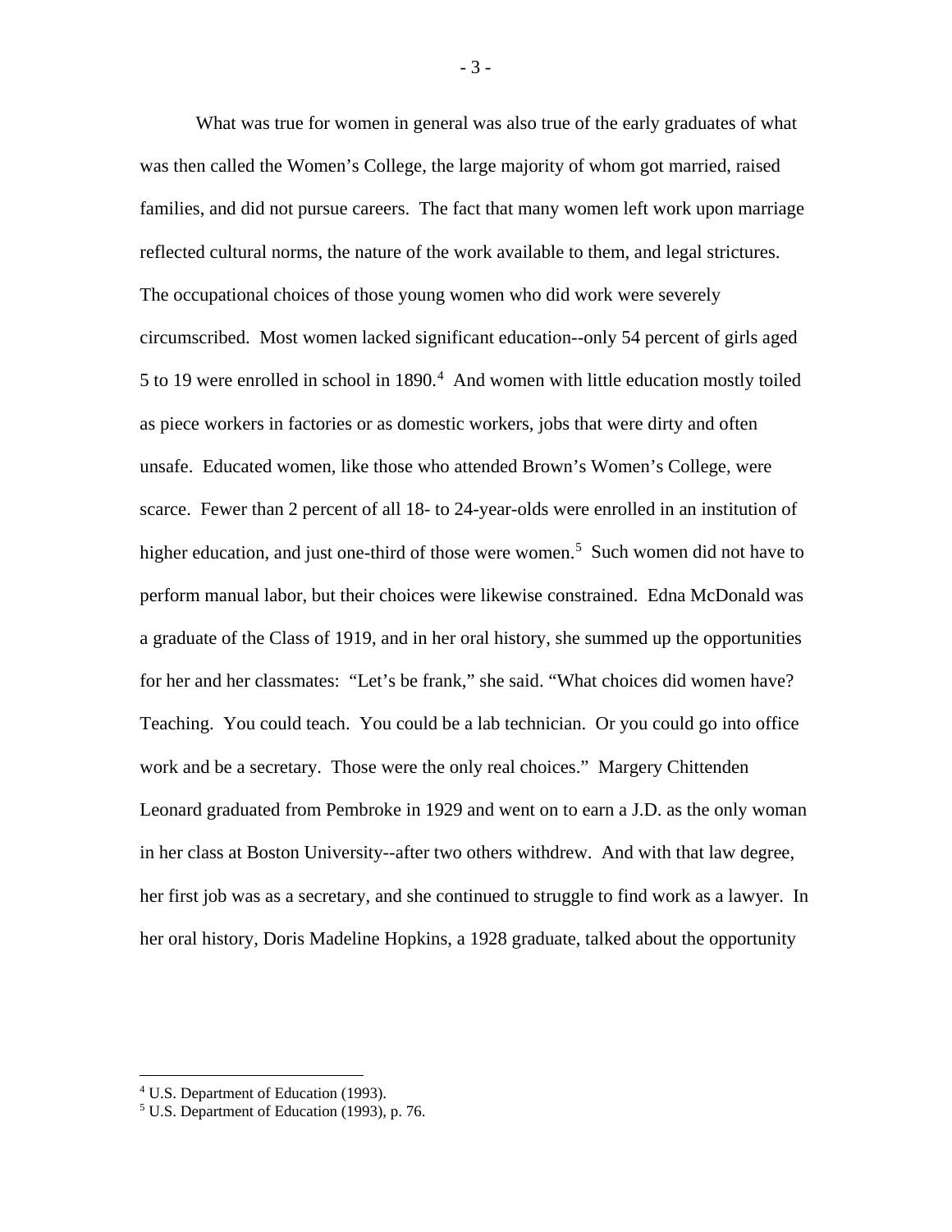What was true for women in general was also true of the early graduates of what was then called the Women's College, the large majority of whom got married, raised families, and did not pursue careers. The fact that many women left work upon marriage reflected cultural norms, the nature of the work available to them, and legal strictures. The occupational choices of those young women who did work were severely circumscribed. Most women lacked significant education--only 54 percent of girls aged 5 to 19 were enrolled in school in 1890.[4] And women with little education mostly toiled as piece workers in factories or as domestic workers, jobs that were dirty and often unsafe. Educated women, like those who attended Brown's Women's College, were scarce. Fewer than 2 percent of all 18- to 24-year-olds were enrolled in an institution of higher education, and just one-third of those were women.[5] Such women did not have to perform manual labor, but their choices were likewise constrained. Edna McDonald was a graduate of the Class of 1919, and in her oral history, she summed up the opportunities for her and her classmates: "Let's be frank," she said. "What choices did women have? Teaching. You could teach. You could be a lab technician. Or you could go into office work and be a secretary. Those were the only real choices." Margery Chittenden Leonard graduated from Pembroke in 1929 and went on to earn a J.D. as the only woman in her class at Boston University--after two others withdrew. And with that law degree, her first job was as a secretary, and she continued to struggle to find work as a lawyer. In her oral history, Doris Madeline Hopkins, a 1928 graduate, talked about the opportunity

[4] U.S. Department of Education (1993).

[5] U.S. Department of Education (1993), p. 76.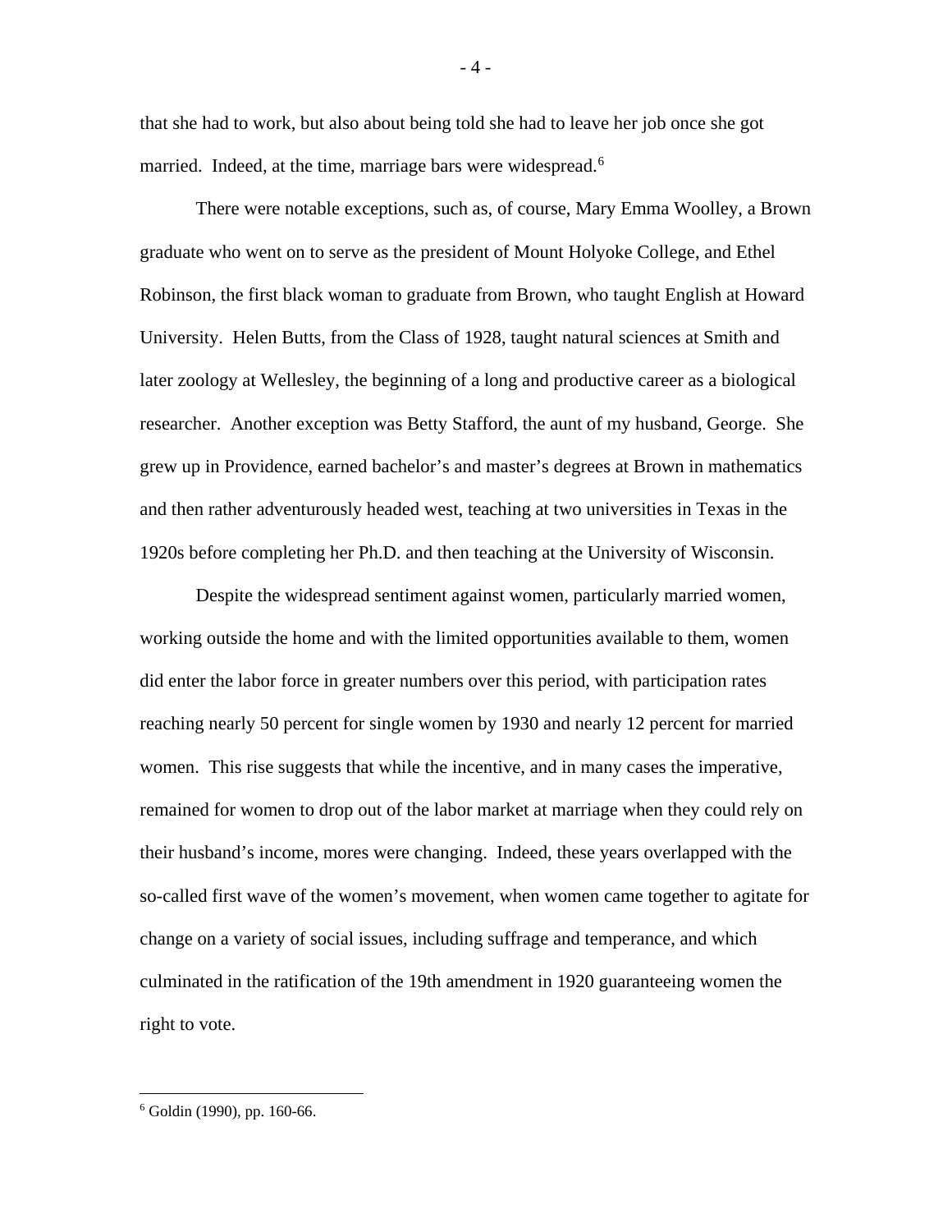that she had to work, but also about being told she had to leave her job once she got married. Indeed, at the time, marriage bars were widespread.[6]

There were notable exceptions, such as, of course, Mary Emma Woolley, a Brown graduate who went on to serve as the president of Mount Holyoke College, and Ethel Robinson, the first black woman to graduate from Brown, who taught English at Howard University. Helen Butts, from the Class of 1928, taught natural sciences at Smith and later zoology at Wellesley, the beginning of a long and productive career as a biological researcher. Another exception was Betty Stafford, the aunt of my husband, George. She grew up in Providence, earned bachelor's and master's degrees at Brown in mathematics and then rather adventurously headed west, teaching at two universities in Texas in the 1920s before completing her Ph.D. and then teaching at the University of Wisconsin.

Despite the widespread sentiment against women, particularly married women, working outside the home and with the limited opportunities available to them, women did enter the labor force in greater numbers over this period, with participation rates reaching nearly 50 percent for single women by 1930 and nearly 12 percent for married women. This rise suggests that while the incentive, and in many cases the imperative, remained for women to drop out of the labor market at marriage when they could rely on their husband's income, mores were changing. Indeed, these years overlapped with the so-called first wave of the women's movement, when women came together to agitate for change on a variety of social issues, including suffrage and temperance, and which culminated in the ratification of the 19th amendment in 1920 guaranteeing women the right to vote.

[6] Goldin (1990), pp. 160-66.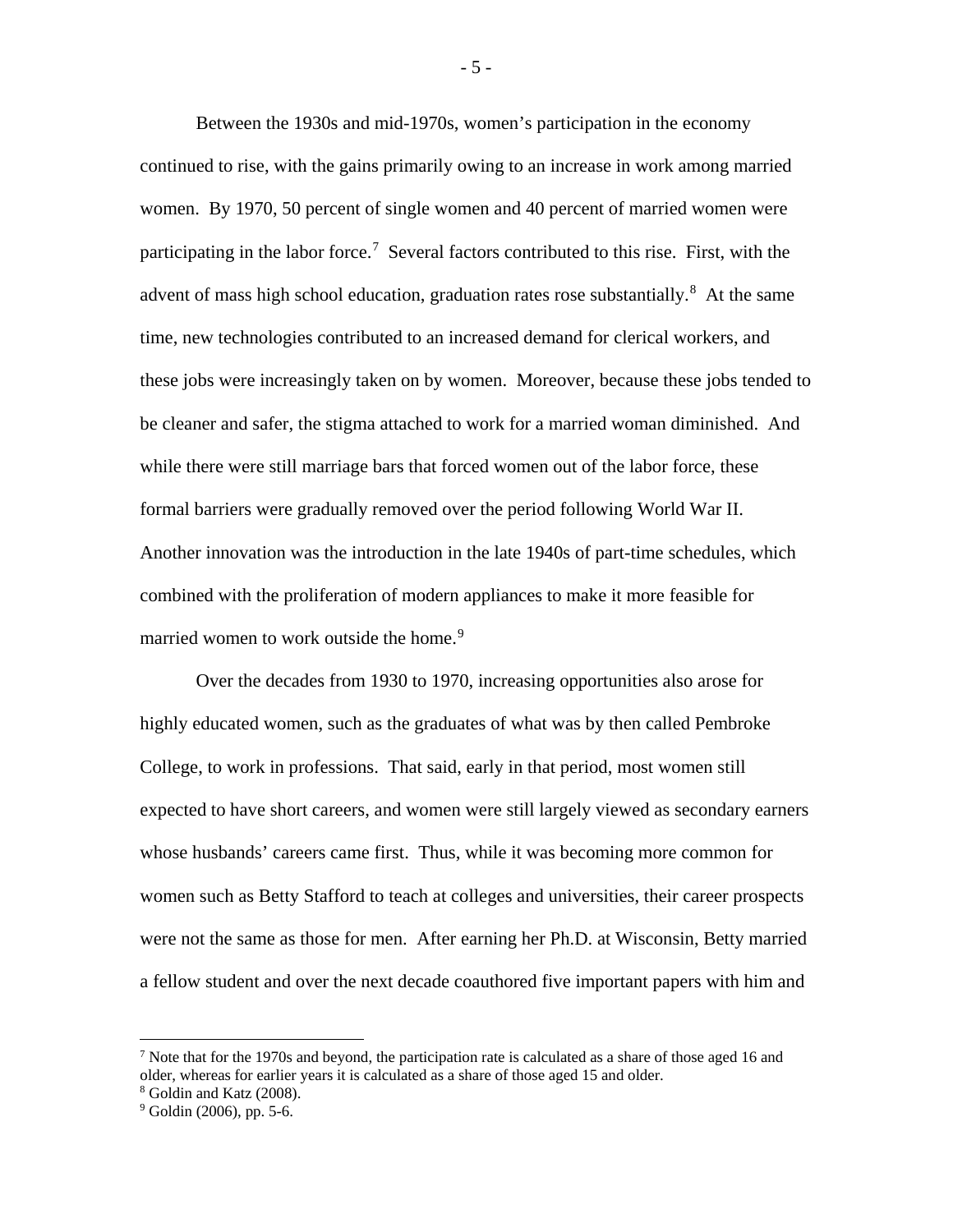Between the 1930s and mid-1970s, women's participation in the economy continued to rise, with the gains primarily owing to an increase in work among married women. By 1970, 50 percent of single women and 40 percent of married women were participating in the labor force.[7] Several factors contributed to this rise. First, with the advent of mass high school education, graduation rates rose substantially.[8] At the same time, new technologies contributed to an increased demand for clerical workers, and these jobs were increasingly taken on by women. Moreover, because these jobs tended to be cleaner and safer, the stigma attached to work for a married woman diminished. And while there were still marriage bars that forced women out of the labor force, these formal barriers were gradually removed over the period following World War II. Another innovation was the introduction in the late 1940s of part-time schedules, which combined with the proliferation of modern appliances to make it more feasible for married women to work outside the home.[9]

Over the decades from 1930 to 1970, increasing opportunities also arose for highly educated women, such as the graduates of what was by then called Pembroke College, to work in professions. That said, early in that period, most women still expected to have short careers, and women were still largely viewed as secondary earners whose husbands' careers came first. Thus, while it was becoming more common for women such as Betty Stafford to teach at colleges and universities, their career prospects were not the same as those for men. After earning her Ph.D. at Wisconsin, Betty married a fellow student and over the next decade coauthored five important papers with him and

---

[7] Note that for the 1970s and beyond, the participation rate is calculated as a share of those aged 16 and older, whereas for earlier years it is calculated as a share of those aged 15 and older.

[8] Goldin and Katz (2008).

[9] Goldin (2006), pp. 5-6.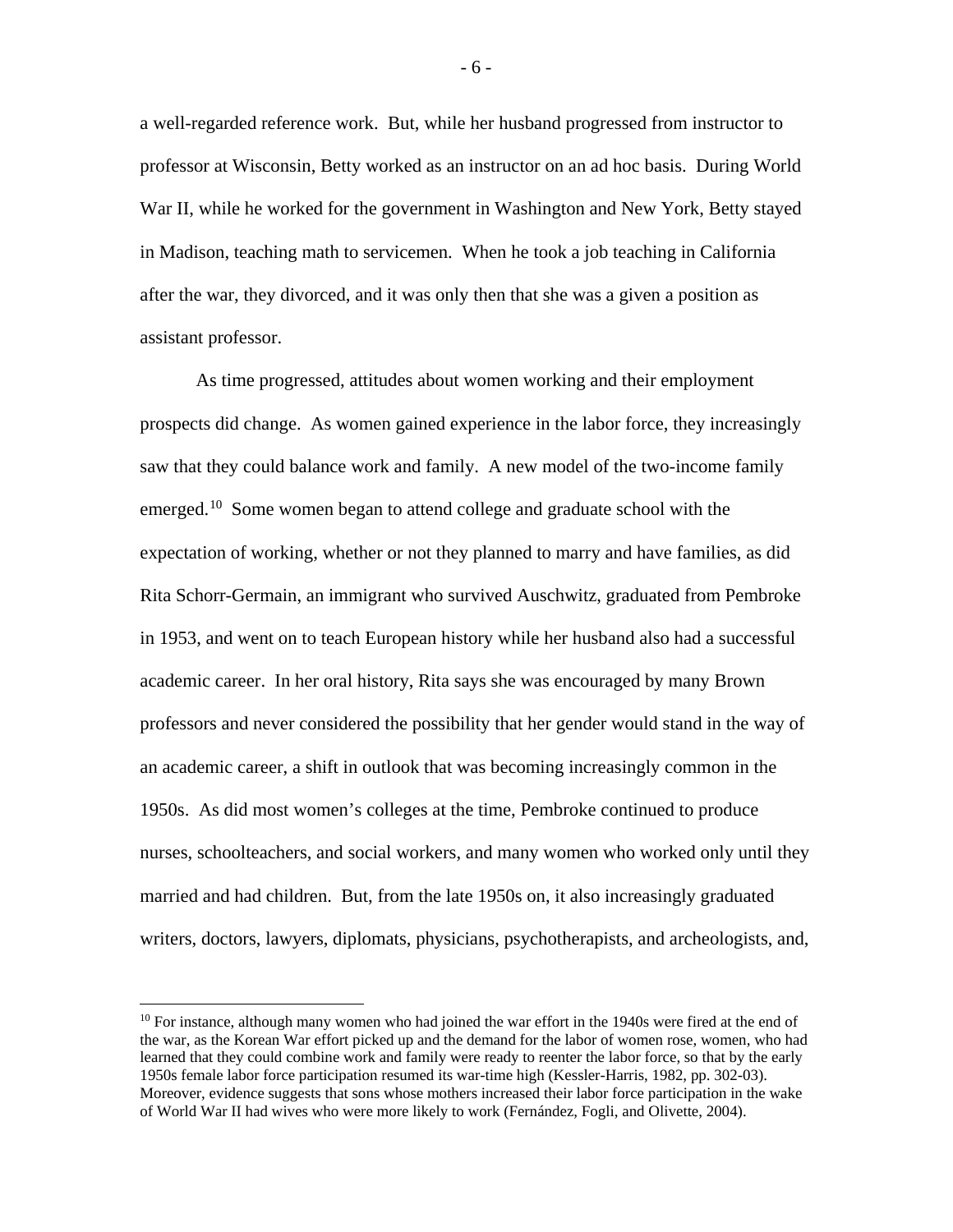a well-regarded reference work. But, while her husband progressed from instructor to professor at Wisconsin, Betty worked as an instructor on an ad hoc basis. During World War II, while he worked for the government in Washington and New York, Betty stayed in Madison, teaching math to servicemen. When he took a job teaching in California after the war, they divorced, and it was only then that she was a given a position as assistant professor.

As time progressed, attitudes about women working and their employment prospects did change. As women gained experience in the labor force, they increasingly saw that they could balance work and family. A new model of the two-income family emerged.[10] Some women began to attend college and graduate school with the expectation of working, whether or not they planned to marry and have families, as did Rita Schorr-Germain, an immigrant who survived Auschwitz, graduated from Pembroke in 1953, and went on to teach European history while her husband also had a successful academic career. In her oral history, Rita says she was encouraged by many Brown professors and never considered the possibility that her gender would stand in the way of an academic career, a shift in outlook that was becoming increasingly common in the 1950s. As did most women's colleges at the time, Pembroke continued to produce nurses, schoolteachers, and social workers, and many women who worked only until they married and had children. But, from the late 1950s on, it also increasingly graduated writers, doctors, lawyers, diplomats, physicians, psychotherapists, and archeologists, and,

[10] For instance, although many women who had joined the war effort in the 1940s were fired at the end of the war, as the Korean War effort picked up and the demand for the labor of women rose, women, who had learned that they could combine work and family were ready to reenter the labor force, so that by the early 1950s female labor force participation resumed its war-time high (Kessler-Harris, 1982, pp. 302-03). Moreover, evidence suggests that sons whose mothers increased their labor force participation in the wake of World War II had wives who were more likely to work (Fernández, Fogli, and Olivette, 2004).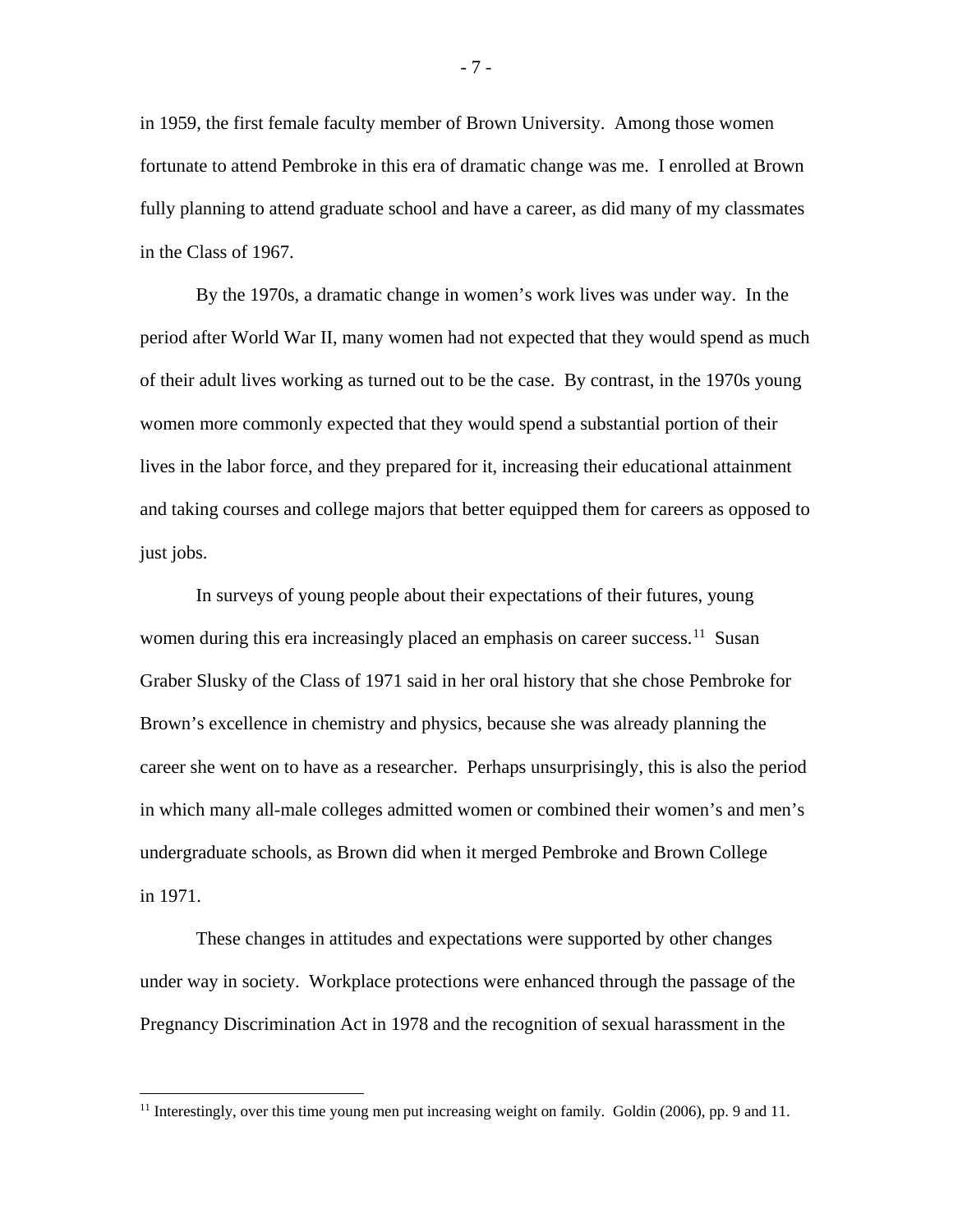in 1959, the first female faculty member of Brown University. Among those women fortunate to attend Pembroke in this era of dramatic change was me. I enrolled at Brown fully planning to attend graduate school and have a career, as did many of my classmates in the Class of 1967.

By the 1970s, a dramatic change in women's work lives was under way. In the period after World War II, many women had not expected that they would spend as much of their adult lives working as turned out to be the case. By contrast, in the 1970s young women more commonly expected that they would spend a substantial portion of their lives in the labor force, and they prepared for it, increasing their educational attainment and taking courses and college majors that better equipped them for careers as opposed to just jobs.

In surveys of young people about their expectations of their futures, young women during this era increasingly placed an emphasis on career success.[11] Susan Graber Slusky of the Class of 1971 said in her oral history that she chose Pembroke for Brown's excellence in chemistry and physics, because she was already planning the career she went on to have as a researcher. Perhaps unsurprisingly, this is also the period in which many all-male colleges admitted women or combined their women's and men's undergraduate schools, as Brown did when it merged Pembroke and Brown College in 1971.

These changes in attitudes and expectations were supported by other changes under way in society. Workplace protections were enhanced through the passage of the Pregnancy Discrimination Act in 1978 and the recognition of sexual harassment in the

---

[11] Interestingly, over this time young men put increasing weight on family. Goldin (2006), pp. 9 and 11.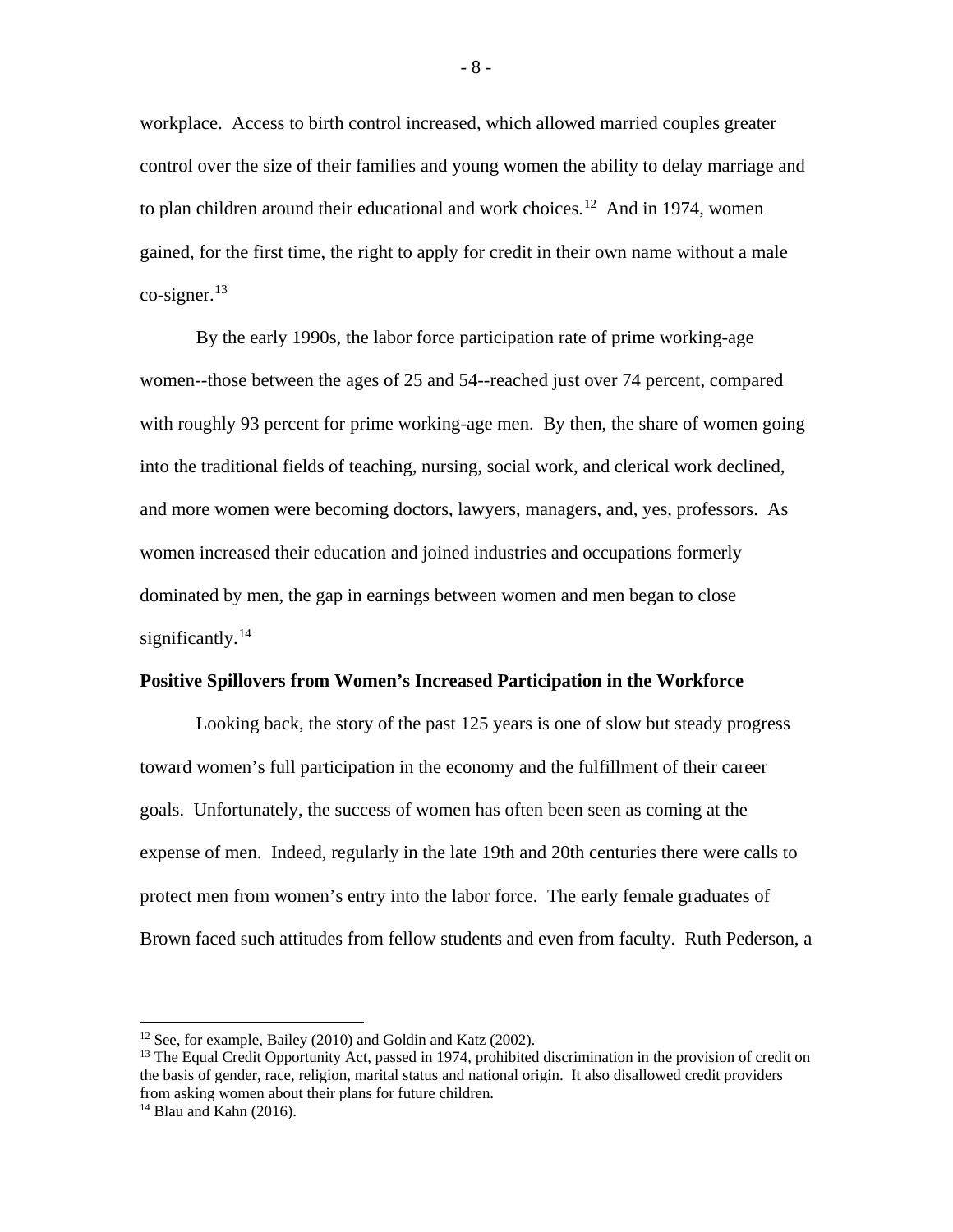workplace. Access to birth control increased, which allowed married couples greater control over the size of their families and young women the ability to delay marriage and to plan children around their educational and work choices.[12] And in 1974, women gained, for the first time, the right to apply for credit in their own name without a male co-signer.[13]

By the early 1990s, the labor force participation rate of prime working-age women--those between the ages of 25 and 54--reached just over 74 percent, compared with roughly 93 percent for prime working-age men. By then, the share of women going into the traditional fields of teaching, nursing, social work, and clerical work declined, and more women were becoming doctors, lawyers, managers, and, yes, professors. As women increased their education and joined industries and occupations formerly dominated by men, the gap in earnings between women and men began to close significantly.[14]

**Positive Spillovers from Women's Increased Participation in the Workforce**

Looking back, the story of the past 125 years is one of slow but steady progress toward women's full participation in the economy and the fulfillment of their career goals. Unfortunately, the success of women has often been seen as coming at the expense of men. Indeed, regularly in the late 19th and 20th centuries there were calls to protect men from women's entry into the labor force. The early female graduates of Brown faced such attitudes from fellow students and even from faculty. Ruth Pederson, a

---

[12] See, for example, Bailey (2010) and Goldin and Katz (2002).

[13] The Equal Credit Opportunity Act, passed in 1974, prohibited discrimination in the provision of credit on the basis of gender, race, religion, marital status and national origin. It also disallowed credit providers from asking women about their plans for future children.

[14] Blau and Kahn (2016).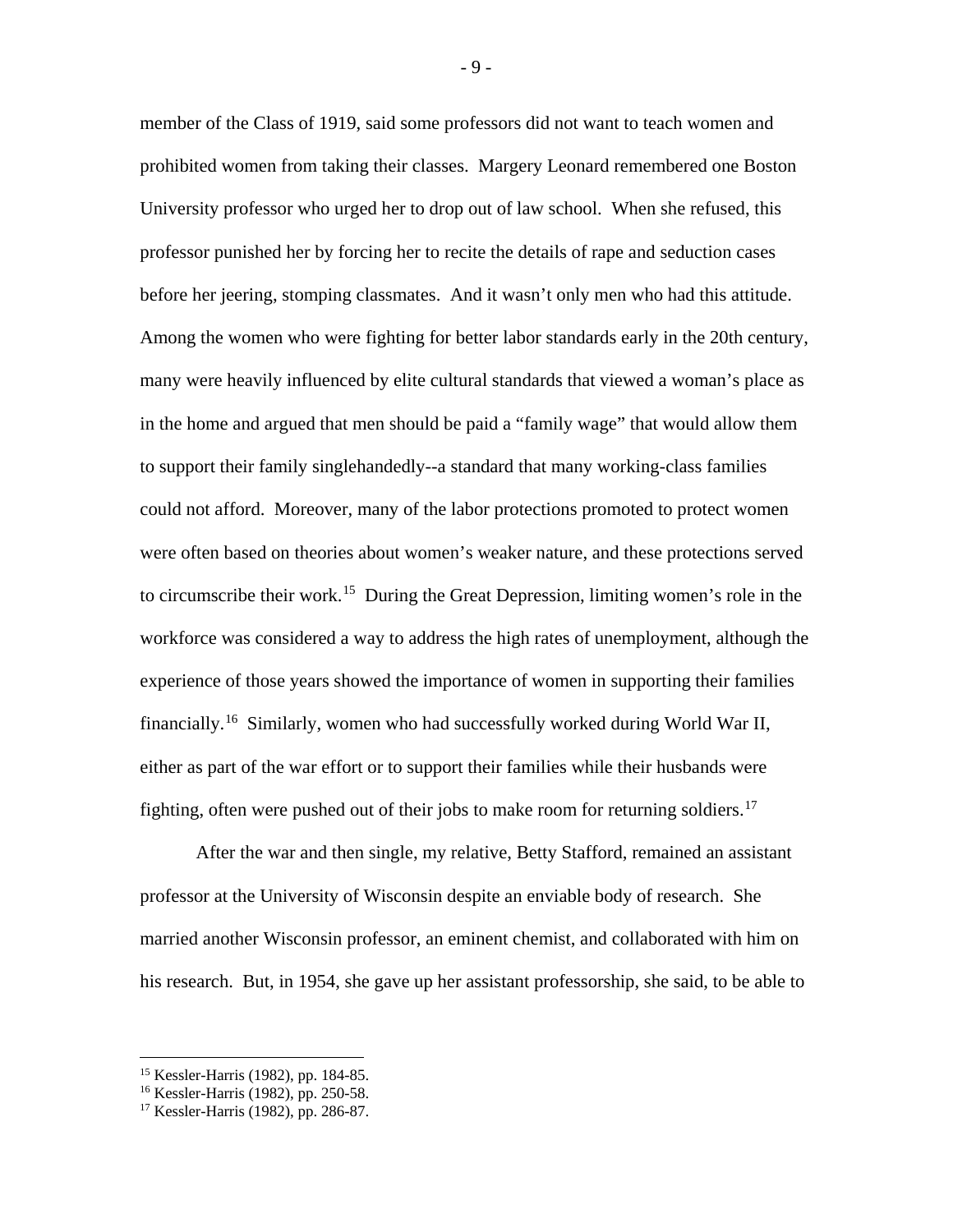member of the Class of 1919, said some professors did not want to teach women and prohibited women from taking their classes. Margery Leonard remembered one Boston University professor who urged her to drop out of law school. When she refused, this professor punished her by forcing her to recite the details of rape and seduction cases before her jeering, stomping classmates. And it wasn't only men who had this attitude. Among the women who were fighting for better labor standards early in the 20th century, many were heavily influenced by elite cultural standards that viewed a woman's place as in the home and argued that men should be paid a "family wage" that would allow them to support their family singlehandedly--a standard that many working-class families could not afford. Moreover, many of the labor protections promoted to protect women were often based on theories about women's weaker nature, and these protections served to circumscribe their work.[15] During the Great Depression, limiting women's role in the workforce was considered a way to address the high rates of unemployment, although the experience of those years showed the importance of women in supporting their families financially.[16] Similarly, women who had successfully worked during World War II, either as part of the war effort or to support their families while their husbands were fighting, often were pushed out of their jobs to make room for returning soldiers.[17]

After the war and then single, my relative, Betty Stafford, remained an assistant professor at the University of Wisconsin despite an enviable body of research. She married another Wisconsin professor, an eminent chemist, and collaborated with him on his research. But, in 1954, she gave up her assistant professorship, she said, to be able to

---

[15] Kessler-Harris (1982), pp. 184-85.

[16] Kessler-Harris (1982), pp. 250-58.

[17] Kessler-Harris (1982), pp. 286-87.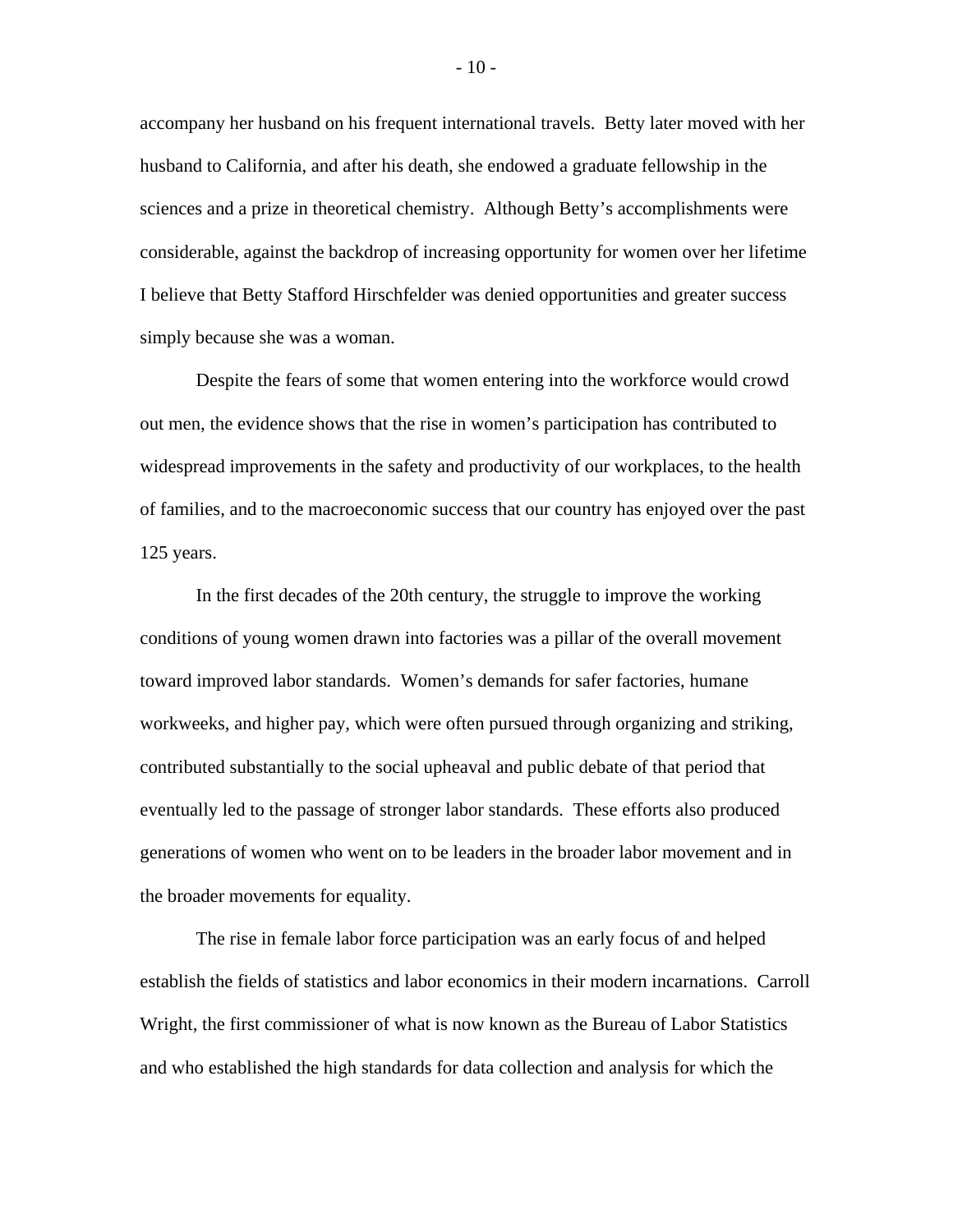accompany her husband on his frequent international travels. Betty later moved with her husband to California, and after his death, she endowed a graduate fellowship in the sciences and a prize in theoretical chemistry. Although Betty's accomplishments were considerable, against the backdrop of increasing opportunity for women over her lifetime I believe that Betty Stafford Hirschfelder was denied opportunities and greater success simply because she was a woman.

Despite the fears of some that women entering into the workforce would crowd out men, the evidence shows that the rise in women's participation has contributed to widespread improvements in the safety and productivity of our workplaces, to the health of families, and to the macroeconomic success that our country has enjoyed over the past 125 years.

In the first decades of the 20th century, the struggle to improve the working conditions of young women drawn into factories was a pillar of the overall movement toward improved labor standards. Women's demands for safer factories, humane workweeks, and higher pay, which were often pursued through organizing and striking, contributed substantially to the social upheaval and public debate of that period that eventually led to the passage of stronger labor standards. These efforts also produced generations of women who went on to be leaders in the broader labor movement and in the broader movements for equality.

The rise in female labor force participation was an early focus of and helped establish the fields of statistics and labor economics in their modern incarnations. Carroll Wright, the first commissioner of what is now known as the Bureau of Labor Statistics and who established the high standards for data collection and analysis for which the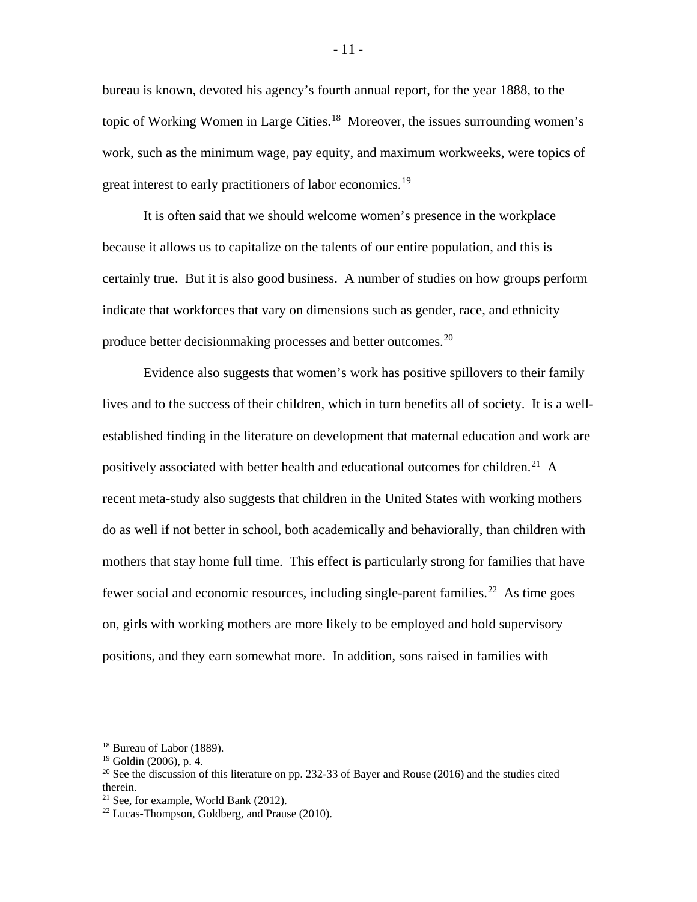bureau is known, devoted his agency's fourth annual report, for the year 1888, to the topic of Working Women in Large Cities.[18] Moreover, the issues surrounding women's work, such as the minimum wage, pay equity, and maximum workweeks, were topics of great interest to early practitioners of labor economics.[19]

It is often said that we should welcome women's presence in the workplace because it allows us to capitalize on the talents of our entire population, and this is certainly true. But it is also good business. A number of studies on how groups perform indicate that workforces that vary on dimensions such as gender, race, and ethnicity produce better decisionmaking processes and better outcomes.[20]

Evidence also suggests that women's work has positive spillovers to their family lives and to the success of their children, which in turn benefits all of society. It is a well-established finding in the literature on development that maternal education and work are positively associated with better health and educational outcomes for children.[21] A recent meta-study also suggests that children in the United States with working mothers do as well if not better in school, both academically and behaviorally, than children with mothers that stay home full time. This effect is particularly strong for families that have fewer social and economic resources, including single-parent families.[22] As time goes on, girls with working mothers are more likely to be employed and hold supervisory positions, and they earn somewhat more. In addition, sons raised in families with

---

[18] Bureau of Labor (1889).

[19] Goldin (2006), p. 4.

[20] See the discussion of this literature on pp. 232-33 of Bayer and Rouse (2016) and the studies cited therein.

[21] See, for example, World Bank (2012).

[22] Lucas-Thompson, Goldberg, and Prause (2010).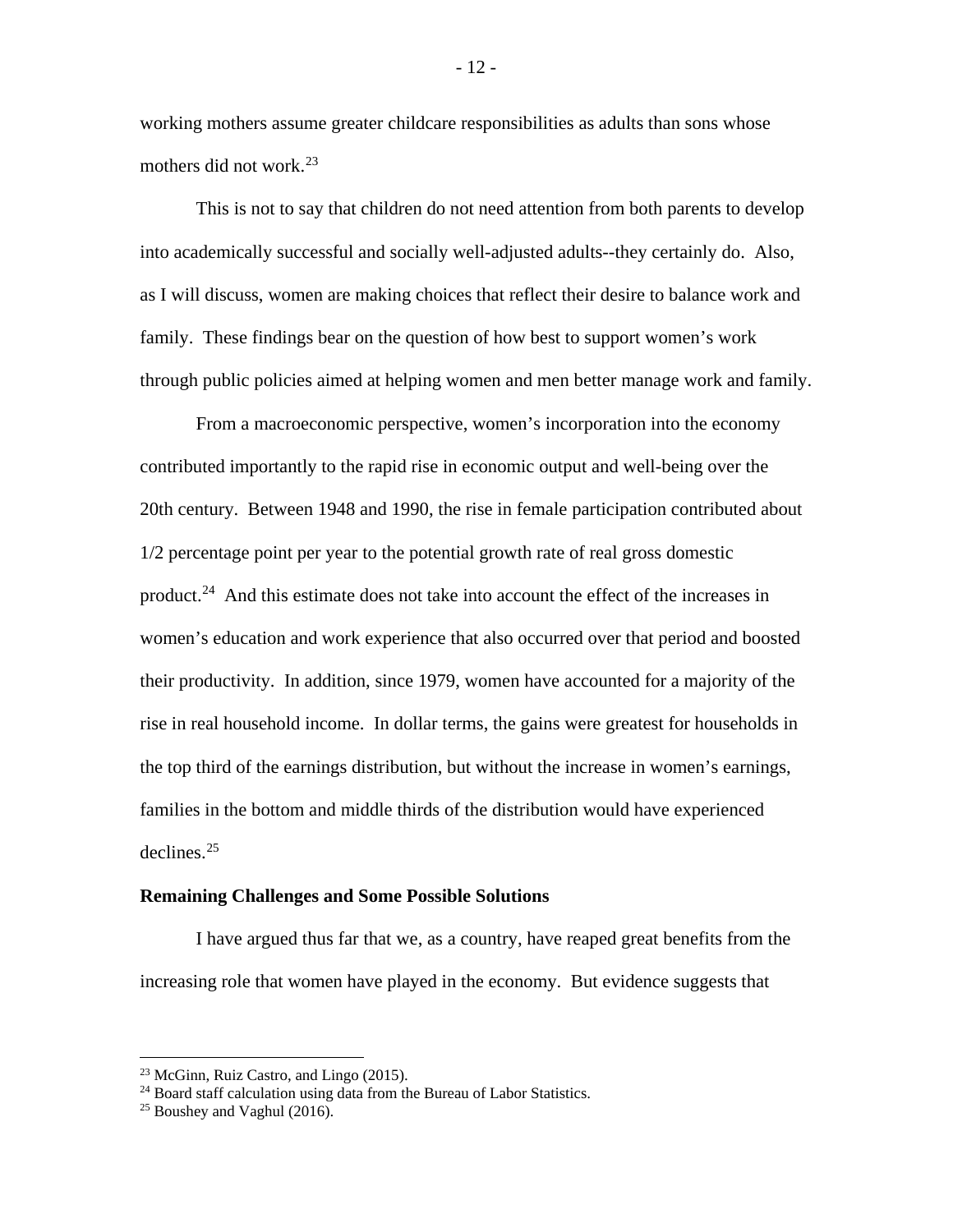working mothers assume greater childcare responsibilities as adults than sons whose mothers did not work.[23]

This is not to say that children do not need attention from both parents to develop into academically successful and socially well-adjusted adults--they certainly do. Also, as I will discuss, women are making choices that reflect their desire to balance work and family. These findings bear on the question of how best to support women's work through public policies aimed at helping women and men better manage work and family.

From a macroeconomic perspective, women's incorporation into the economy contributed importantly to the rapid rise in economic output and well-being over the 20th century. Between 1948 and 1990, the rise in female participation contributed about 1/2 percentage point per year to the potential growth rate of real gross domestic product.[24] And this estimate does not take into account the effect of the increases in women's education and work experience that also occurred over that period and boosted their productivity. In addition, since 1979, women have accounted for a majority of the rise in real household income. In dollar terms, the gains were greatest for households in the top third of the earnings distribution, but without the increase in women's earnings, families in the bottom and middle thirds of the distribution would have experienced declines.[25]

**Remaining Challenges and Some Possible Solutions**

I have argued thus far that we, as a country, have reaped great benefits from the increasing role that women have played in the economy. But evidence suggests that

---

[23] McGinn, Ruiz Castro, and Lingo (2015).

[24] Board staff calculation using data from the Bureau of Labor Statistics.

[25] Boushey and Vaghul (2016).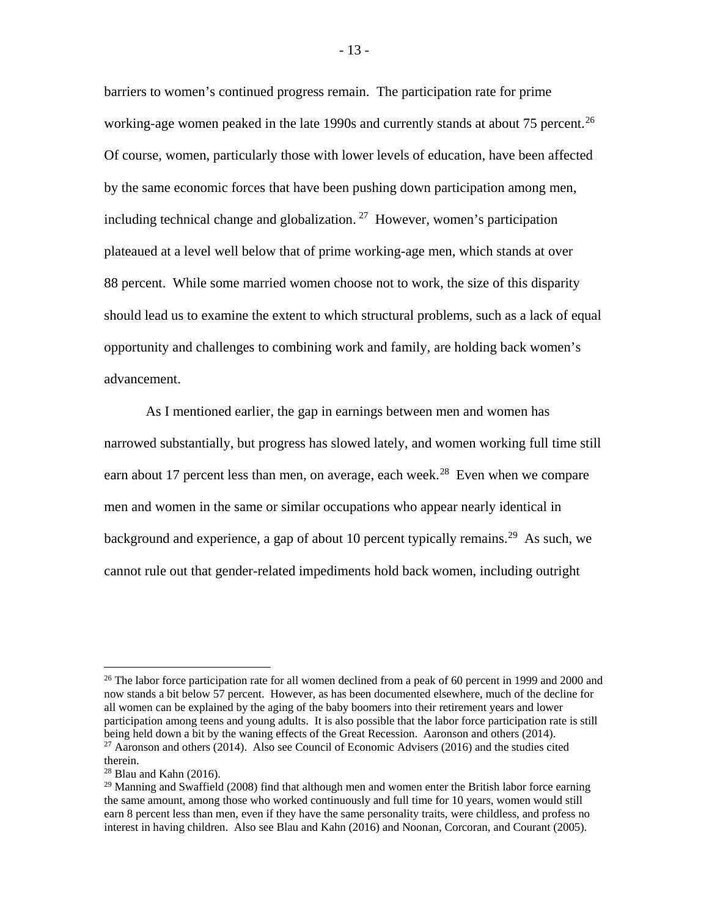barriers to women's continued progress remain. The participation rate for prime working-age women peaked in the late 1990s and currently stands at about 75 percent.[26] Of course, women, particularly those with lower levels of education, have been affected by the same economic forces that have been pushing down participation among men, including technical change and globalization.[27] However, women's participation plateaued at a level well below that of prime working-age men, which stands at over 88 percent. While some married women choose not to work, the size of this disparity should lead us to examine the extent to which structural problems, such as a lack of equal opportunity and challenges to combining work and family, are holding back women's advancement.

As I mentioned earlier, the gap in earnings between men and women has narrowed substantially, but progress has slowed lately, and women working full time still earn about 17 percent less than men, on average, each week.[28] Even when we compare men and women in the same or similar occupations who appear nearly identical in background and experience, a gap of about 10 percent typically remains.[29] As such, we cannot rule out that gender-related impediments hold back women, including outright

---

[26] The labor force participation rate for all women declined from a peak of 60 percent in 1999 and 2000 and now stands a bit below 57 percent. However, as has been documented elsewhere, much of the decline for all women can be explained by the aging of the baby boomers into their retirement years and lower participation among teens and young adults. It is also possible that the labor force participation rate is still being held down a bit by the waning effects of the Great Recession. Aaronson and others (2014).

[27] Aaronson and others (2014). Also see Council of Economic Advisers (2016) and the studies cited therein.

[28] Blau and Kahn (2016).

[29] Manning and Swaffield (2008) find that although men and women enter the British labor force earning the same amount, among those who worked continuously and full time for 10 years, women would still earn 8 percent less than men, even if they have the same personality traits, were childless, and profess no interest in having children. Also see Blau and Kahn (2016) and Noonan, Corcoran, and Courant (2005).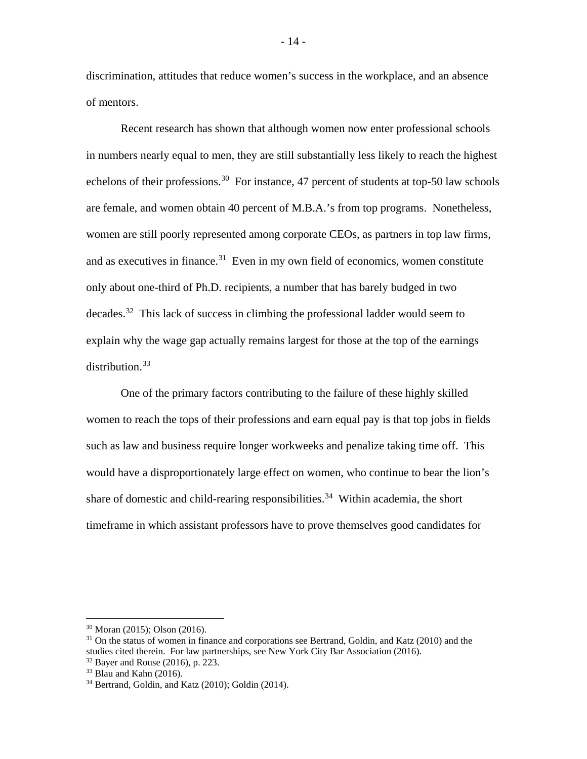discrimination, attitudes that reduce women's success in the workplace, and an absence of mentors.

Recent research has shown that although women now enter professional schools in numbers nearly equal to men, they are still substantially less likely to reach the highest echelons of their professions.[30] For instance, 47 percent of students at top-50 law schools are female, and women obtain 40 percent of M.B.A.'s from top programs. Nonetheless, women are still poorly represented among corporate CEOs, as partners in top law firms, and as executives in finance.[31] Even in my own field of economics, women constitute only about one-third of Ph.D. recipients, a number that has barely budged in two decades.[32] This lack of success in climbing the professional ladder would seem to explain why the wage gap actually remains largest for those at the top of the earnings distribution.[33]

One of the primary factors contributing to the failure of these highly skilled women to reach the tops of their professions and earn equal pay is that top jobs in fields such as law and business require longer workweeks and penalize taking time off. This would have a disproportionately large effect on women, who continue to bear the lion's share of domestic and child-rearing responsibilities.[34] Within academia, the short timeframe in which assistant professors have to prove themselves good candidates for

---

[30] Moran (2015); Olson (2016).

[31] On the status of women in finance and corporations see Bertrand, Goldin, and Katz (2010) and the studies cited therein. For law partnerships, see New York City Bar Association (2016).

[32] Bayer and Rouse (2016), p. 223.

[33] Blau and Kahn (2016).

[34] Bertrand, Goldin, and Katz (2010); Goldin (2014).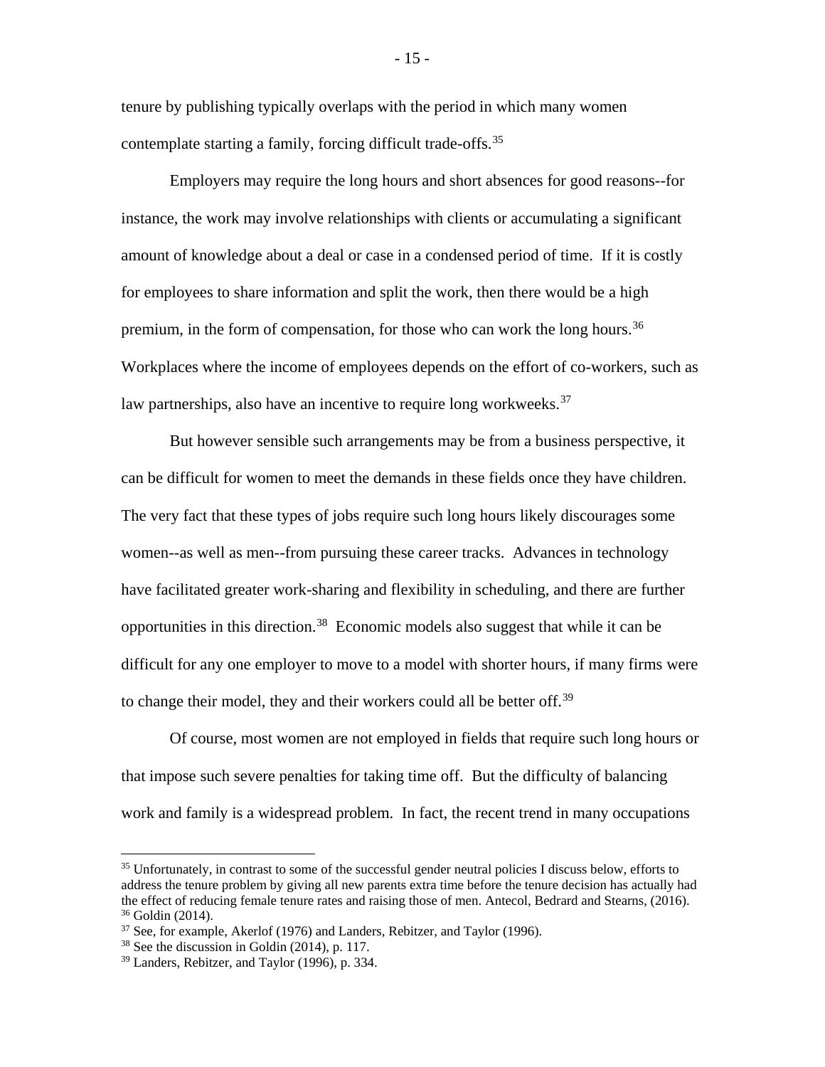tenure by publishing typically overlaps with the period in which many women contemplate starting a family, forcing difficult trade-offs.[35]

Employers may require the long hours and short absences for good reasons--for instance, the work may involve relationships with clients or accumulating a significant amount of knowledge about a deal or case in a condensed period of time. If it is costly for employees to share information and split the work, then there would be a high premium, in the form of compensation, for those who can work the long hours.[36] Workplaces where the income of employees depends on the effort of co-workers, such as law partnerships, also have an incentive to require long workweeks.[37]

But however sensible such arrangements may be from a business perspective, it can be difficult for women to meet the demands in these fields once they have children. The very fact that these types of jobs require such long hours likely discourages some women--as well as men--from pursuing these career tracks. Advances in technology have facilitated greater work-sharing and flexibility in scheduling, and there are further opportunities in this direction.[38] Economic models also suggest that while it can be difficult for any one employer to move to a model with shorter hours, if many firms were to change their model, they and their workers could all be better off.[39]

Of course, most women are not employed in fields that require such long hours or that impose such severe penalties for taking time off. But the difficulty of balancing work and family is a widespread problem. In fact, the recent trend in many occupations

---

[35] Unfortunately, in contrast to some of the successful gender neutral policies I discuss below, efforts to address the tenure problem by giving all new parents extra time before the tenure decision has actually had the effect of reducing female tenure rates and raising those of men. Antecol, Bedrard and Stearns, (2016).

[36] Goldin (2014).

[37] See, for example, Akerlof (1976) and Landers, Rebitzer, and Taylor (1996).

[38] See the discussion in Goldin (2014), p. 117.

[39] Landers, Rebitzer, and Taylor (1996), p. 334.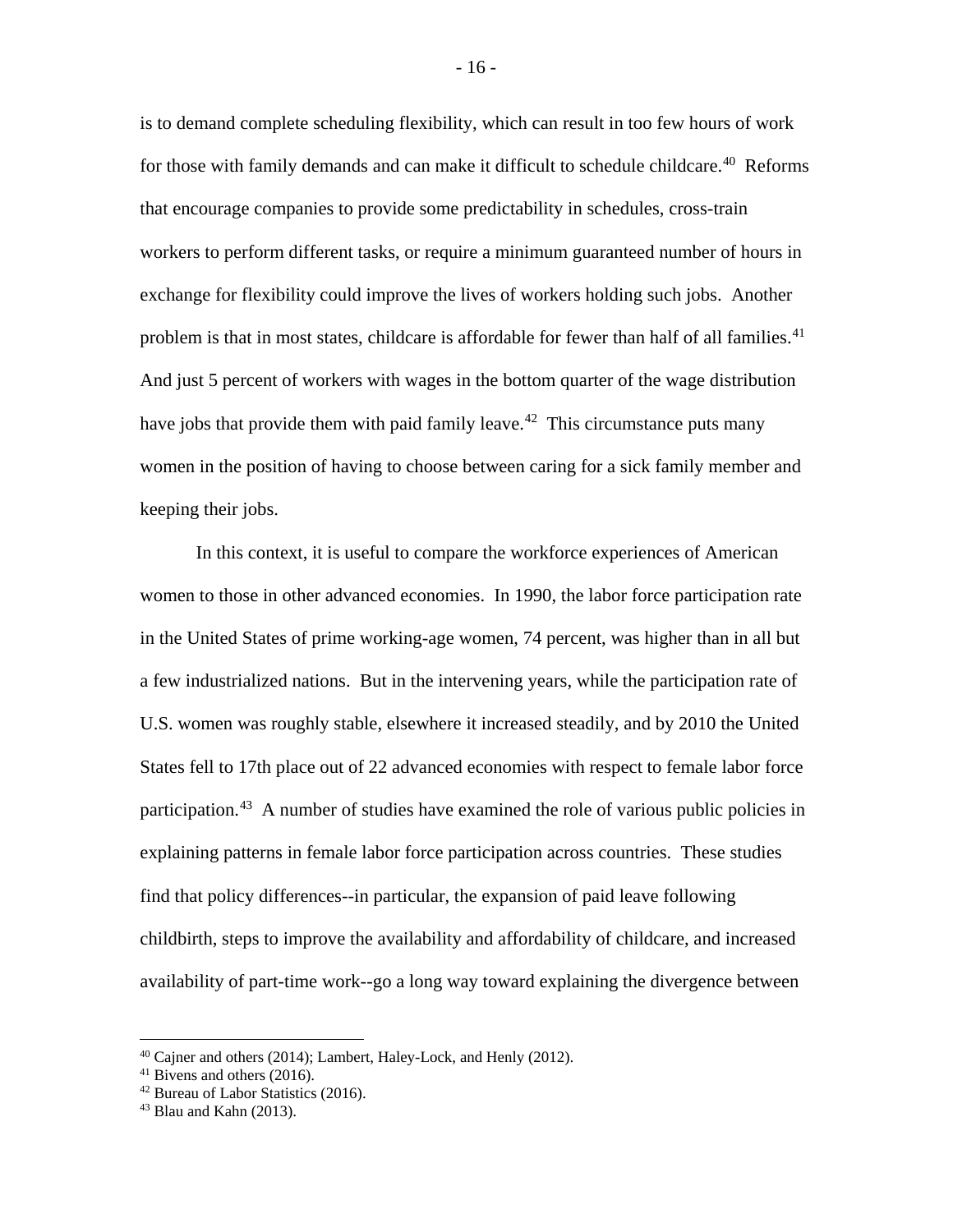is to demand complete scheduling flexibility, which can result in too few hours of work for those with family demands and can make it difficult to schedule childcare.[40] Reforms that encourage companies to provide some predictability in schedules, cross-train workers to perform different tasks, or require a minimum guaranteed number of hours in exchange for flexibility could improve the lives of workers holding such jobs. Another problem is that in most states, childcare is affordable for fewer than half of all families.[41] And just 5 percent of workers with wages in the bottom quarter of the wage distribution have jobs that provide them with paid family leave.[42] This circumstance puts many women in the position of having to choose between caring for a sick family member and keeping their jobs.

In this context, it is useful to compare the workforce experiences of American women to those in other advanced economies. In 1990, the labor force participation rate in the United States of prime working-age women, 74 percent, was higher than in all but a few industrialized nations. But in the intervening years, while the participation rate of U.S. women was roughly stable, elsewhere it increased steadily, and by 2010 the United States fell to 17th place out of 22 advanced economies with respect to female labor force participation.[43] A number of studies have examined the role of various public policies in explaining patterns in female labor force participation across countries. These studies find that policy differences--in particular, the expansion of paid leave following childbirth, steps to improve the availability and affordability of childcare, and increased availability of part-time work--go a long way toward explaining the divergence between

---

[40] Cajner and others (2014); Lambert, Haley-Lock, and Henly (2012).

[41] Bivens and others (2016).

[42] Bureau of Labor Statistics (2016).

[43] Blau and Kahn (2013).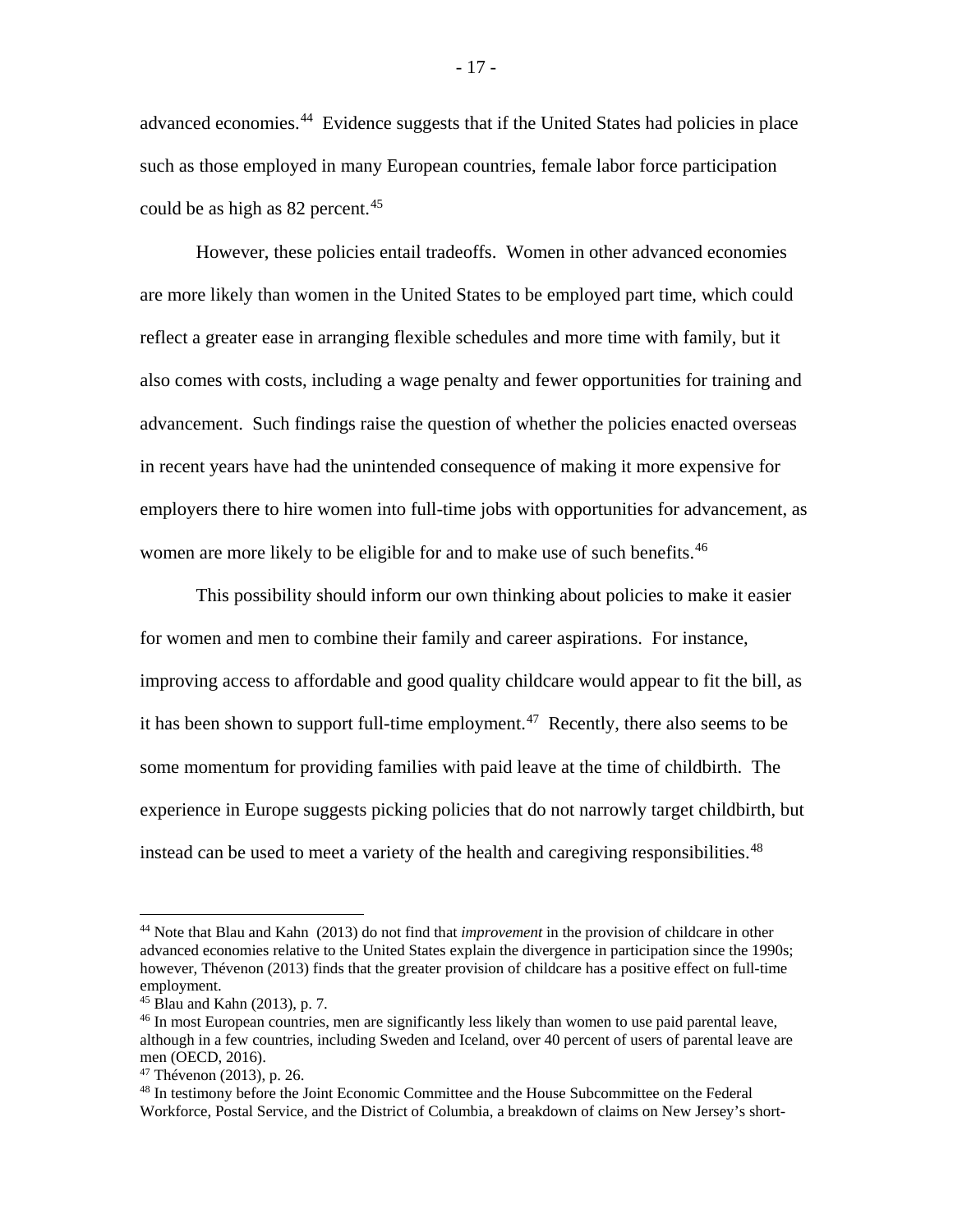advanced economies.[44] Evidence suggests that if the United States had policies in place such as those employed in many European countries, female labor force participation could be as high as 82 percent.[45]

However, these policies entail tradeoffs. Women in other advanced economies are more likely than women in the United States to be employed part time, which could reflect a greater ease in arranging flexible schedules and more time with family, but it also comes with costs, including a wage penalty and fewer opportunities for training and advancement. Such findings raise the question of whether the policies enacted overseas in recent years have had the unintended consequence of making it more expensive for employers there to hire women into full-time jobs with opportunities for advancement, as women are more likely to be eligible for and to make use of such benefits.[46]

This possibility should inform our own thinking about policies to make it easier for women and men to combine their family and career aspirations. For instance, improving access to affordable and good quality childcare would appear to fit the bill, as it has been shown to support full-time employment.[47] Recently, there also seems to be some momentum for providing families with paid leave at the time of childbirth. The experience in Europe suggests picking policies that do not narrowly target childbirth, but instead can be used to meet a variety of the health and caregiving responsibilities.[48]

---

[44] Note that Blau and Kahn (2013) do not find that *improvement* in the provision of childcare in other advanced economies relative to the United States explain the divergence in participation since the 1990s; however, Thévenon (2013) finds that the greater provision of childcare has a positive effect on full-time employment.

[45] Blau and Kahn (2013), p. 7.

[46] In most European countries, men are significantly less likely than women to use paid parental leave, although in a few countries, including Sweden and Iceland, over 40 percent of users of parental leave are men (OECD, 2016).

[47] Thévenon (2013), p. 26.

[48] In testimony before the Joint Economic Committee and the House Subcommittee on the Federal Workforce, Postal Service, and the District of Columbia, a breakdown of claims on New Jersey's short-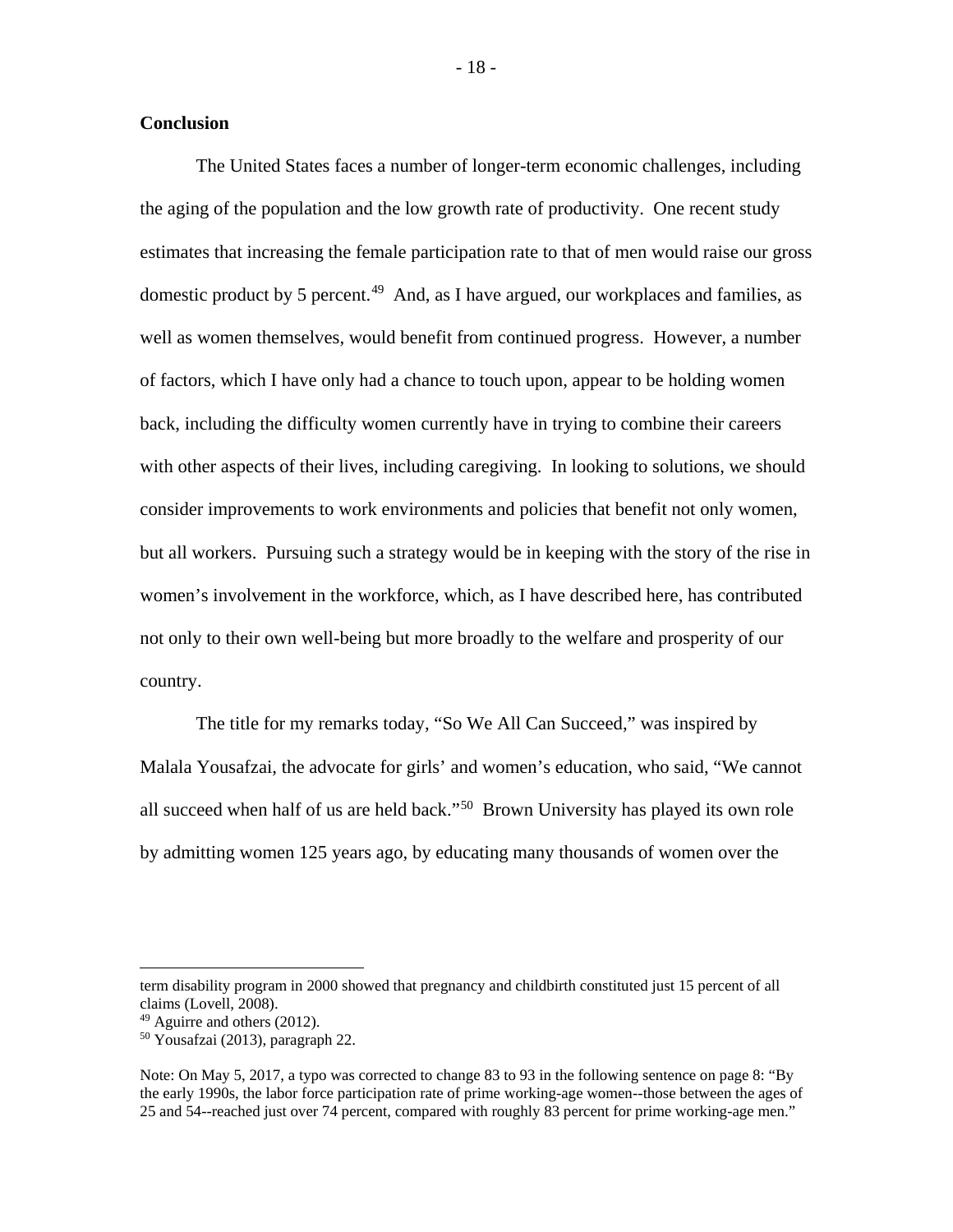**Conclusion**

The United States faces a number of longer-term economic challenges, including the aging of the population and the low growth rate of productivity. One recent study estimates that increasing the female participation rate to that of men would raise our gross domestic product by 5 percent.[49] And, as I have argued, our workplaces and families, as well as women themselves, would benefit from continued progress. However, a number of factors, which I have only had a chance to touch upon, appear to be holding women back, including the difficulty women currently have in trying to combine their careers with other aspects of their lives, including caregiving. In looking to solutions, we should consider improvements to work environments and policies that benefit not only women, but all workers. Pursuing such a strategy would be in keeping with the story of the rise in women's involvement in the workforce, which, as I have described here, has contributed not only to their own well-being but more broadly to the welfare and prosperity of our country.

The title for my remarks today, "So We All Can Succeed," was inspired by Malala Yousafzai, the advocate for girls' and women's education, who said, "We cannot all succeed when half of us are held back."[50] Brown University has played its own role by admitting women 125 years ago, by educating many thousands of women over the

---

term disability program in 2000 showed that pregnancy and childbirth constituted just 15 percent of all claims (Lovell, 2008).

[49] Aguirre and others (2012).

[50] Yousafzai (2013), paragraph 22.

Note: On May 5, 2017, a typo was corrected to change 83 to 93 in the following sentence on page 8: "By the early 1990s, the labor force participation rate of prime working-age women--those between the ages of 25 and 54--reached just over 74 percent, compared with roughly 83 percent for prime working-age men."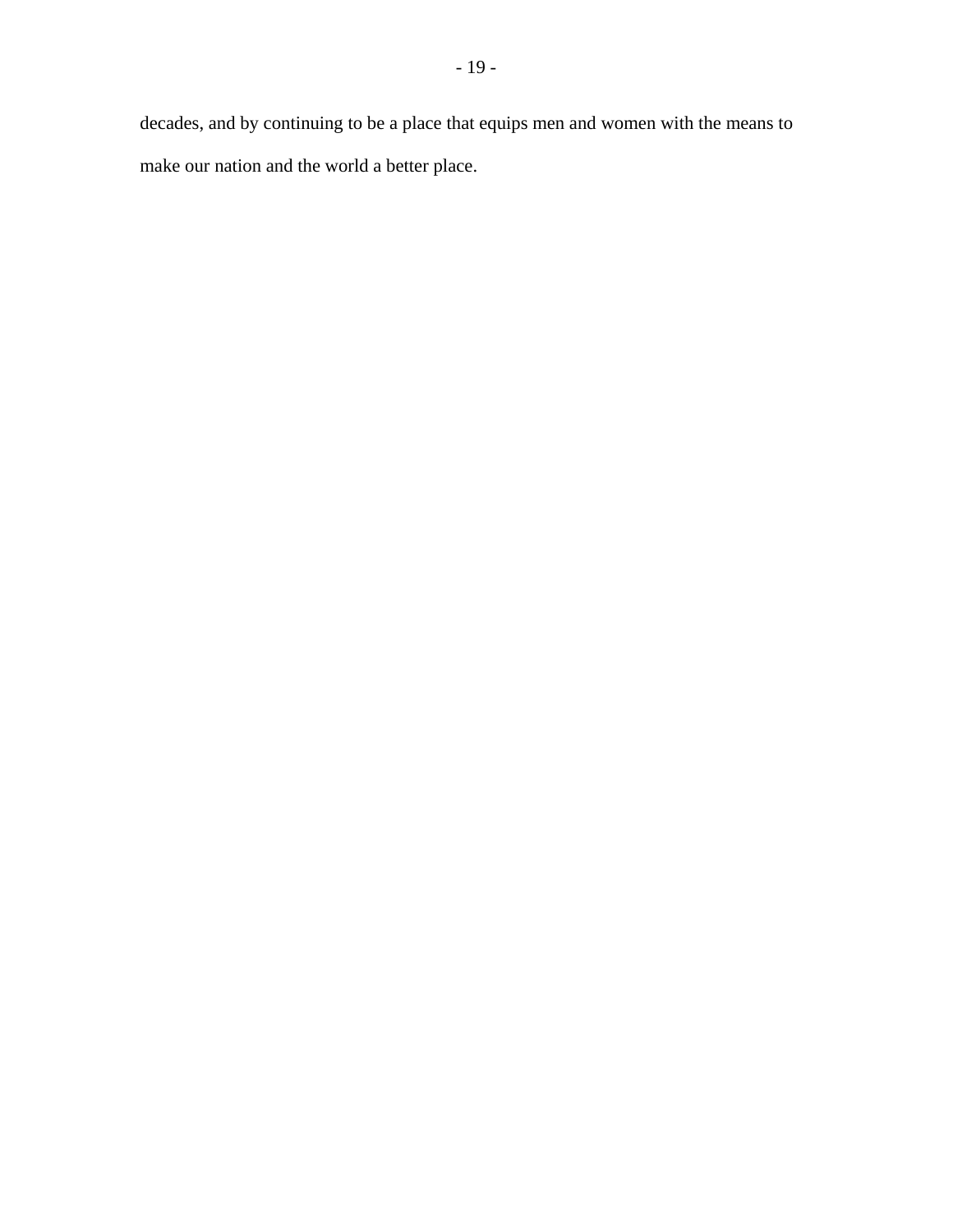decades, and by continuing to be a place that equips men and women with the means to make our nation and the world a better place.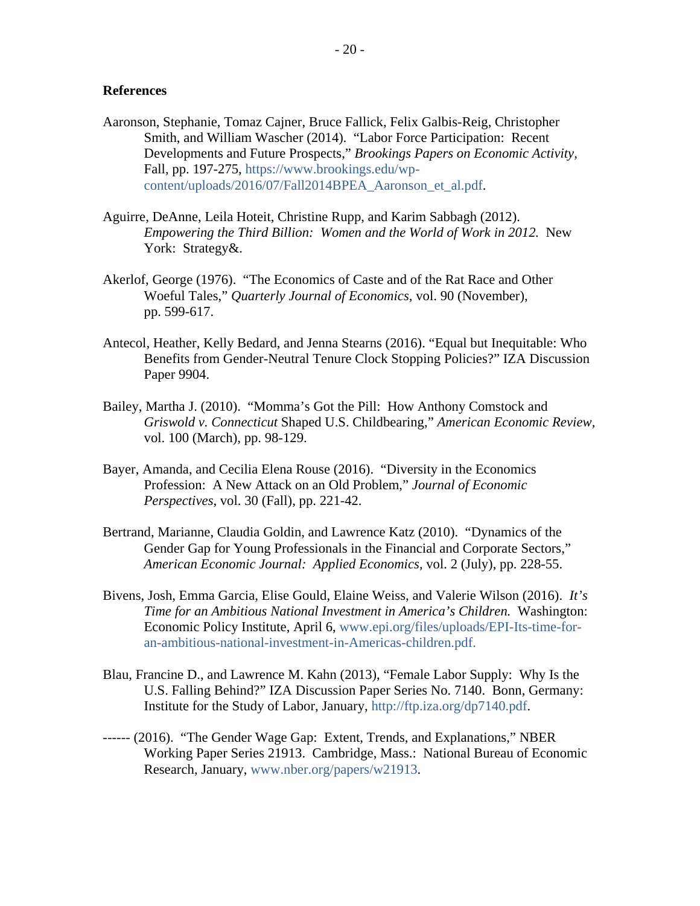## References

Aaronson, Stephanie, Tomaz Cajner, Bruce Fallick, Felix Galbis-Reig, Christopher Smith, and William Wascher (2014). "Labor Force Participation: Recent Developments and Future Prospects," *Brookings Papers on Economic Activity*, Fall, pp. 197-275, https://www.brookings.edu/wp-content/uploads/2016/07/Fall2014BPEA_Aaronson_et_al.pdf.

Aguirre, DeAnne, Leila Hoteit, Christine Rupp, and Karim Sabbagh (2012). *Empowering the Third Billion: Women and the World of Work in 2012.* New York: Strategy&.

Akerlof, George (1976). "The Economics of Caste and of the Rat Race and Other Woeful Tales," *Quarterly Journal of Economics*, vol. 90 (November), pp. 599-617.

Antecol, Heather, Kelly Bedard, and Jenna Stearns (2016). "Equal but Inequitable: Who Benefits from Gender-Neutral Tenure Clock Stopping Policies?" IZA Discussion Paper 9904.

Bailey, Martha J. (2010). "Momma's Got the Pill: How Anthony Comstock and *Griswold v. Connecticut* Shaped U.S. Childbearing," *American Economic Review*, vol. 100 (March), pp. 98-129.

Bayer, Amanda, and Cecilia Elena Rouse (2016). "Diversity in the Economics Profession: A New Attack on an Old Problem," *Journal of Economic Perspectives*, vol. 30 (Fall), pp. 221-42.

Bertrand, Marianne, Claudia Goldin, and Lawrence Katz (2010). "Dynamics of the Gender Gap for Young Professionals in the Financial and Corporate Sectors," *American Economic Journal: Applied Economics*, vol. 2 (July), pp. 228-55.

Bivens, Josh, Emma Garcia, Elise Gould, Elaine Weiss, and Valerie Wilson (2016). *It's Time for an Ambitious National Investment in America's Children.* Washington: Economic Policy Institute, April 6, www.epi.org/files/uploads/EPI-Its-time-for-an-ambitious-national-investment-in-Americas-children.pdf.

Blau, Francine D., and Lawrence M. Kahn (2013), "Female Labor Supply: Why Is the U.S. Falling Behind?" IZA Discussion Paper Series No. 7140. Bonn, Germany: Institute for the Study of Labor, January, http://ftp.iza.org/dp7140.pdf.

------ (2016). "The Gender Wage Gap: Extent, Trends, and Explanations," NBER Working Paper Series 21913. Cambridge, Mass.: National Bureau of Economic Research, January, www.nber.org/papers/w21913.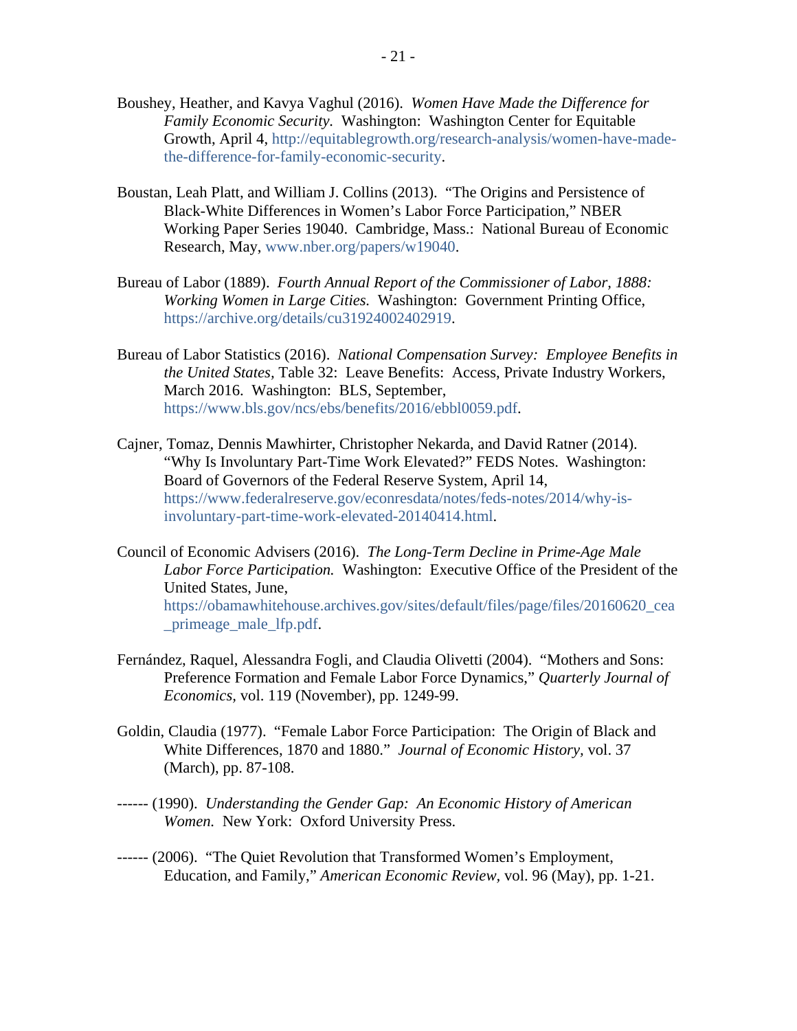Boushey, Heather, and Kavya Vaghul (2016). *Women Have Made the Difference for Family Economic Security.* Washington: Washington Center for Equitable Growth, April 4, http://equitablegrowth.org/research-analysis/women-have-made-the-difference-for-family-economic-security.

Boustan, Leah Platt, and William J. Collins (2013). "The Origins and Persistence of Black-White Differences in Women's Labor Force Participation," NBER Working Paper Series 19040. Cambridge, Mass.: National Bureau of Economic Research, May, www.nber.org/papers/w19040.

Bureau of Labor (1889). *Fourth Annual Report of the Commissioner of Labor, 1888: Working Women in Large Cities.* Washington: Government Printing Office, https://archive.org/details/cu31924002402919.

Bureau of Labor Statistics (2016). *National Compensation Survey: Employee Benefits in the United States,* Table 32: Leave Benefits: Access, Private Industry Workers, March 2016. Washington: BLS, September, https://www.bls.gov/ncs/ebs/benefits/2016/ebbl0059.pdf.

Cajner, Tomaz, Dennis Mawhirter, Christopher Nekarda, and David Ratner (2014). "Why Is Involuntary Part-Time Work Elevated?" FEDS Notes. Washington: Board of Governors of the Federal Reserve System, April 14, https://www.federalreserve.gov/econresdata/notes/feds-notes/2014/why-is-involuntary-part-time-work-elevated-20140414.html.

Council of Economic Advisers (2016). *The Long-Term Decline in Prime-Age Male Labor Force Participation.* Washington: Executive Office of the President of the United States, June, https://obamawhitehouse.archives.gov/sites/default/files/page/files/20160620_cea_primeage_male_lfp.pdf.

Fernández, Raquel, Alessandra Fogli, and Claudia Olivetti (2004). "Mothers and Sons: Preference Formation and Female Labor Force Dynamics," *Quarterly Journal of Economics*, vol. 119 (November), pp. 1249-99.

Goldin, Claudia (1977). "Female Labor Force Participation: The Origin of Black and White Differences, 1870 and 1880." *Journal of Economic History,* vol. 37 (March), pp. 87-108.

------ (1990). *Understanding the Gender Gap: An Economic History of American Women.* New York: Oxford University Press.

------ (2006). "The Quiet Revolution that Transformed Women's Employment, Education, and Family," *American Economic Review,* vol. 96 (May), pp. 1-21.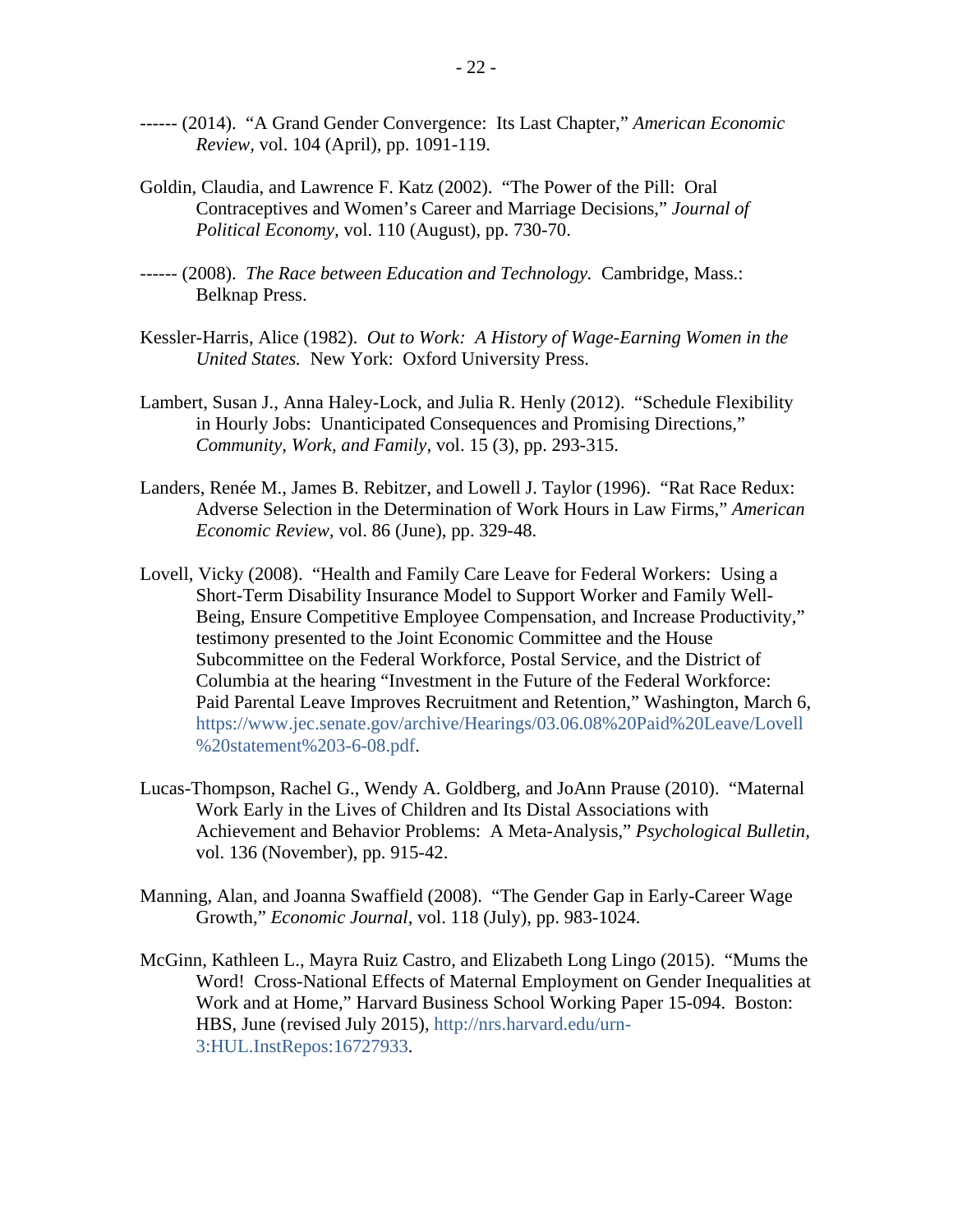------ (2014). "A Grand Gender Convergence: Its Last Chapter," *American Economic Review*, vol. 104 (April), pp. 1091-119.

Goldin, Claudia, and Lawrence F. Katz (2002). "The Power of the Pill: Oral Contraceptives and Women's Career and Marriage Decisions," *Journal of Political Economy*, vol. 110 (August), pp. 730-70.

------ (2008). *The Race between Education and Technology.* Cambridge, Mass.: Belknap Press.

Kessler-Harris, Alice (1982). *Out to Work: A History of Wage-Earning Women in the United States.* New York: Oxford University Press.

Lambert, Susan J., Anna Haley-Lock, and Julia R. Henly (2012). "Schedule Flexibility in Hourly Jobs: Unanticipated Consequences and Promising Directions," *Community, Work, and Family*, vol. 15 (3), pp. 293-315.

Landers, Renée M., James B. Rebitzer, and Lowell J. Taylor (1996). "Rat Race Redux: Adverse Selection in the Determination of Work Hours in Law Firms," *American Economic Review*, vol. 86 (June), pp. 329-48.

Lovell, Vicky (2008). "Health and Family Care Leave for Federal Workers: Using a Short-Term Disability Insurance Model to Support Worker and Family Well-Being, Ensure Competitive Employee Compensation, and Increase Productivity," testimony presented to the Joint Economic Committee and the House Subcommittee on the Federal Workforce, Postal Service, and the District of Columbia at the hearing "Investment in the Future of the Federal Workforce: Paid Parental Leave Improves Recruitment and Retention," Washington, March 6, https://www.jec.senate.gov/archive/Hearings/03.06.08%20Paid%20Leave/Lovell%20statement%203-6-08.pdf.

Lucas-Thompson, Rachel G., Wendy A. Goldberg, and JoAnn Prause (2010). "Maternal Work Early in the Lives of Children and Its Distal Associations with Achievement and Behavior Problems: A Meta-Analysis," *Psychological Bulletin*, vol. 136 (November), pp. 915-42.

Manning, Alan, and Joanna Swaffield (2008). "The Gender Gap in Early-Career Wage Growth," *Economic Journal*, vol. 118 (July), pp. 983-1024.

McGinn, Kathleen L., Mayra Ruiz Castro, and Elizabeth Long Lingo (2015). "Mums the Word! Cross-National Effects of Maternal Employment on Gender Inequalities at Work and at Home," Harvard Business School Working Paper 15-094. Boston: HBS, June (revised July 2015), http://nrs.harvard.edu/urn-3:HUL.InstRepos:16727933.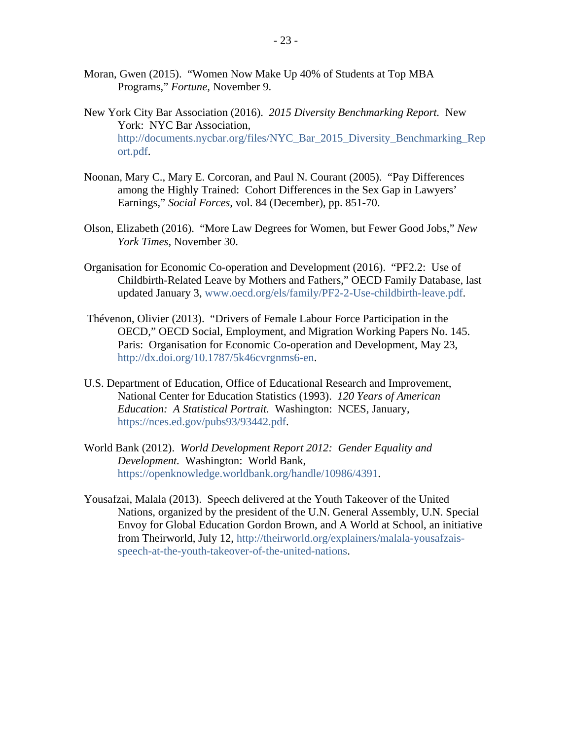Moran, Gwen (2015). "Women Now Make Up 40% of Students at Top MBA Programs," *Fortune*, November 9.

New York City Bar Association (2016). *2015 Diversity Benchmarking Report.* New York: NYC Bar Association, http://documents.nycbar.org/files/NYC_Bar_2015_Diversity_Benchmarking_Report.pdf.

Noonan, Mary C., Mary E. Corcoran, and Paul N. Courant (2005). "Pay Differences among the Highly Trained: Cohort Differences in the Sex Gap in Lawyers' Earnings," *Social Forces*, vol. 84 (December), pp. 851-70.

Olson, Elizabeth (2016). "More Law Degrees for Women, but Fewer Good Jobs," *New York Times*, November 30.

Organisation for Economic Co-operation and Development (2016). "PF2.2: Use of Childbirth-Related Leave by Mothers and Fathers," OECD Family Database, last updated January 3, www.oecd.org/els/family/PF2-2-Use-childbirth-leave.pdf.

Thévenon, Olivier (2013). "Drivers of Female Labour Force Participation in the OECD," OECD Social, Employment, and Migration Working Papers No. 145. Paris: Organisation for Economic Co-operation and Development, May 23, http://dx.doi.org/10.1787/5k46cvrgnms6-en.

U.S. Department of Education, Office of Educational Research and Improvement, National Center for Education Statistics (1993). *120 Years of American Education: A Statistical Portrait.* Washington: NCES, January, https://nces.ed.gov/pubs93/93442.pdf.

World Bank (2012). *World Development Report 2012: Gender Equality and Development.* Washington: World Bank, https://openknowledge.worldbank.org/handle/10986/4391.

Yousafzai, Malala (2013). Speech delivered at the Youth Takeover of the United Nations, organized by the president of the U.N. General Assembly, U.N. Special Envoy for Global Education Gordon Brown, and A World at School, an initiative from Theirworld, July 12, http://theirworld.org/explainers/malala-yousafzais-speech-at-the-youth-takeover-of-the-united-nations.